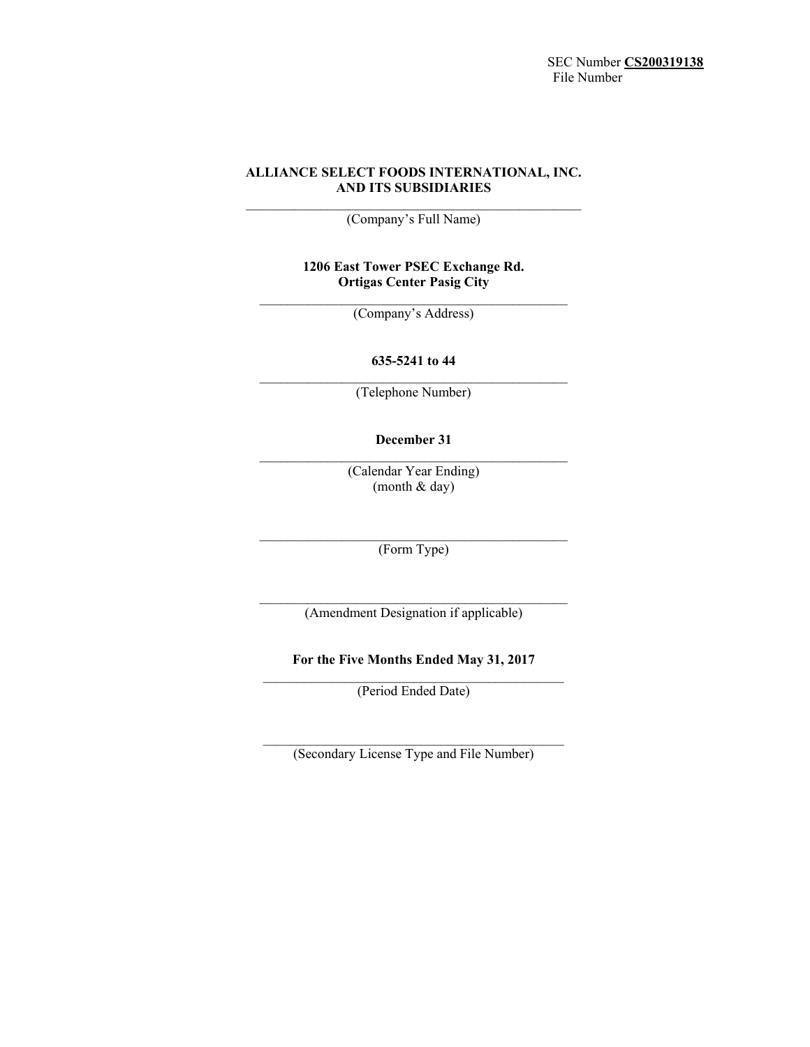SEC Number **CS200319138**
File Number

**ALLIANCE SELECT FOODS INTERNATIONAL, INC.**
**AND ITS SUBSIDIARIES**

(Company's Full Name)

**1206 East Tower PSEC Exchange Rd.**
**Ortigas Center Pasig City**

(Company's Address)

**635-5241 to 44**

(Telephone Number)

**December 31**

(Calendar Year Ending)
(month & day)

(Form Type)

(Amendment Designation if applicable)

**For the Five Months Ended May 31, 2017**

(Period Ended Date)

(Secondary License Type and File Number)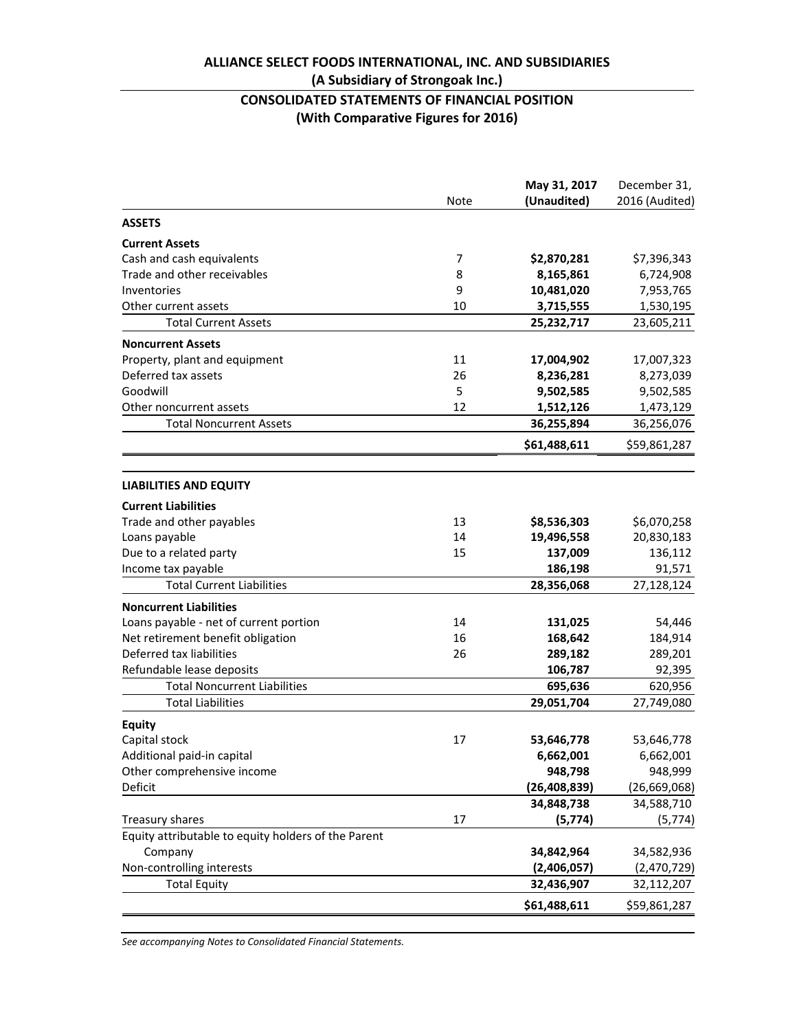# ALLIANCE SELECT FOODS INTERNATIONAL, INC. AND SUBSIDIARIES
## (A Subsidiary of Strongoak Inc.)
## CONSOLIDATED STATEMENTS OF FINANCIAL POSITION
## (With Comparative Figures for 2016)

| | Note | May 31, 2017 (Unaudited) | December 31, 2016 (Audited) |
|---|---|---|---|
| **ASSETS** | | | |
| **Current Assets** | | | |
| Cash and cash equivalents | 7 | **$2,870,281** | $7,396,343 |
| Trade and other receivables | 8 | **8,165,861** | 6,724,908 |
| Inventories | 9 | **10,481,020** | 7,953,765 |
| Other current assets | 10 | **3,715,555** | 1,530,195 |
| Total Current Assets | | **25,232,717** | 23,605,211 |
| **Noncurrent Assets** | | | |
| Property, plant and equipment | 11 | **17,004,902** | 17,007,323 |
| Deferred tax assets | 26 | **8,236,281** | 8,273,039 |
| Goodwill | 5 | **9,502,585** | 9,502,585 |
| Other noncurrent assets | 12 | **1,512,126** | 1,473,129 |
| Total Noncurrent Assets | | **36,255,894** | 36,256,076 |
| | | **$61,488,611** | $59,861,287 |
| **LIABILITIES AND EQUITY** | | | |
| **Current Liabilities** | | | |
| Trade and other payables | 13 | **$8,536,303** | $6,070,258 |
| Loans payable | 14 | **19,496,558** | 20,830,183 |
| Due to a related party | 15 | **137,009** | 136,112 |
| Income tax payable | | **186,198** | 91,571 |
| Total Current Liabilities | | **28,356,068** | 27,128,124 |
| **Noncurrent Liabilities** | | | |
| Loans payable - net of current portion | 14 | **131,025** | 54,446 |
| Net retirement benefit obligation | 16 | **168,642** | 184,914 |
| Deferred tax liabilities | 26 | **289,182** | 289,201 |
| Refundable lease deposits | | **106,787** | 92,395 |
| Total Noncurrent Liabilities | | **695,636** | 620,956 |
| Total Liabilities | | **29,051,704** | 27,749,080 |
| **Equity** | | | |
| Capital stock | 17 | **53,646,778** | 53,646,778 |
| Additional paid-in capital | | **6,662,001** | 6,662,001 |
| Other comprehensive income | | **948,798** | 948,999 |
| Deficit | | **(26,408,839)** | (26,669,068) |
| | | **34,848,738** | 34,588,710 |
| Treasury shares | 17 | **(5,774)** | (5,774) |
| Equity attributable to equity holders of the Parent Company | | **34,842,964** | 34,582,936 |
| Non-controlling interests | | **(2,406,057)** | (2,470,729) |
| Total Equity | | **32,436,907** | 32,112,207 |
| | | **$61,488,611** | $59,861,287 |

*See accompanying Notes to Consolidated Financial Statements.*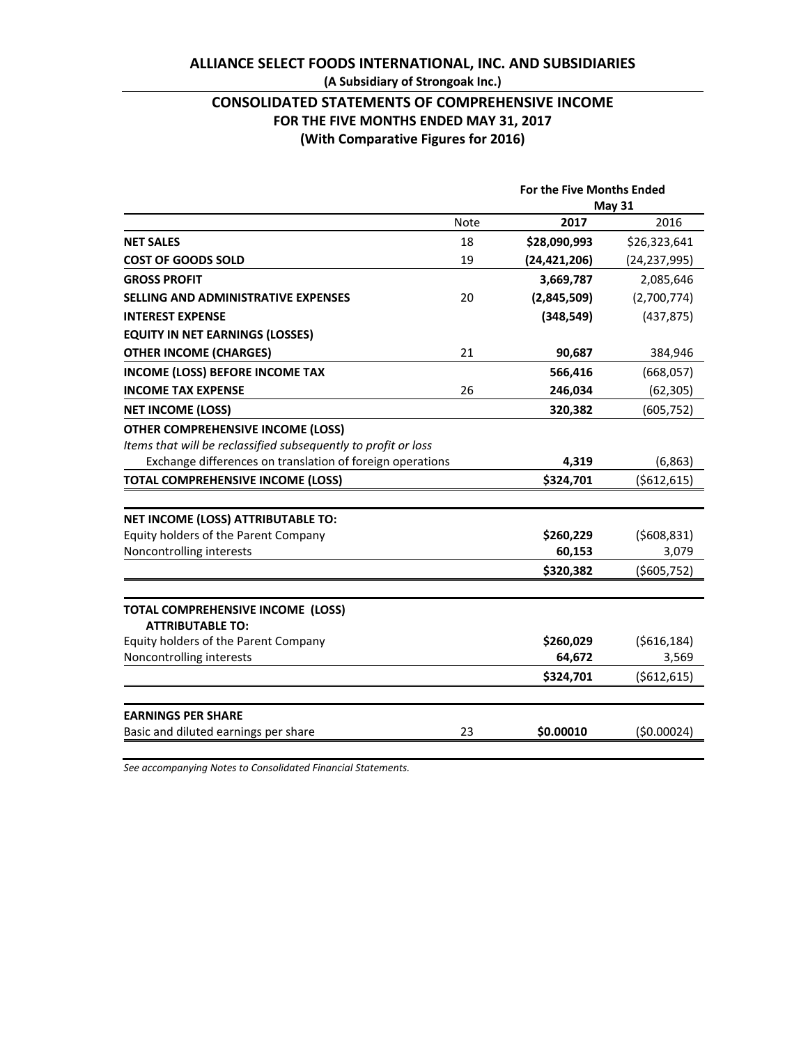# ALLIANCE SELECT FOODS INTERNATIONAL, INC. AND SUBSIDIARIES

**(A Subsidiary of Strongoak Inc.)**

## CONSOLIDATED STATEMENTS OF COMPREHENSIVE INCOME
## FOR THE FIVE MONTHS ENDED MAY 31, 2017
## (With Comparative Figures for 2016)

| | | For the Five Months Ended May 31 | |
|---|---|---|---|
| | Note | **2017** | 2016 |
| **NET SALES** | 18 | **$28,090,993** | $26,323,641 |
| **COST OF GOODS SOLD** | 19 | **(24,421,206)** | (24,237,995) |
| **GROSS PROFIT** | | **3,669,787** | 2,085,646 |
| **SELLING AND ADMINISTRATIVE EXPENSES** | 20 | **(2,845,509)** | (2,700,774) |
| **INTEREST EXPENSE** | | **(348,549)** | (437,875) |
| **EQUITY IN NET EARNINGS (LOSSES)** | | | |
| **OTHER INCOME (CHARGES)** | 21 | **90,687** | 384,946 |
| **INCOME (LOSS) BEFORE INCOME TAX** | | **566,416** | (668,057) |
| **INCOME TAX EXPENSE** | 26 | **246,034** | (62,305) |
| **NET INCOME (LOSS)** | | **320,382** | (605,752) |
| **OTHER COMPREHENSIVE INCOME (LOSS)** | | | |
| *Items that will be reclassified subsequently to profit or loss* | | | |
| Exchange differences on translation of foreign operations | | **4,319** | (6,863) |
| **TOTAL COMPREHENSIVE INCOME (LOSS)** | | **$324,701** | ($612,615) |
| | | | |
| **NET INCOME (LOSS) ATTRIBUTABLE TO:** | | | |
| Equity holders of the Parent Company | | **$260,229** | ($608,831) |
| Noncontrolling interests | | **60,153** | 3,079 |
| | | **$320,382** | ($605,752) |
| | | | |
| **TOTAL COMPREHENSIVE INCOME (LOSS) ATTRIBUTABLE TO:** | | | |
| Equity holders of the Parent Company | | **$260,029** | ($616,184) |
| Noncontrolling interests | | **64,672** | 3,569 |
| | | **$324,701** | ($612,615) |
| | | | |
| **EARNINGS PER SHARE** | | | |
| Basic and diluted earnings per share | 23 | **$0.00010** | ($0.00024) |

*See accompanying Notes to Consolidated Financial Statements.*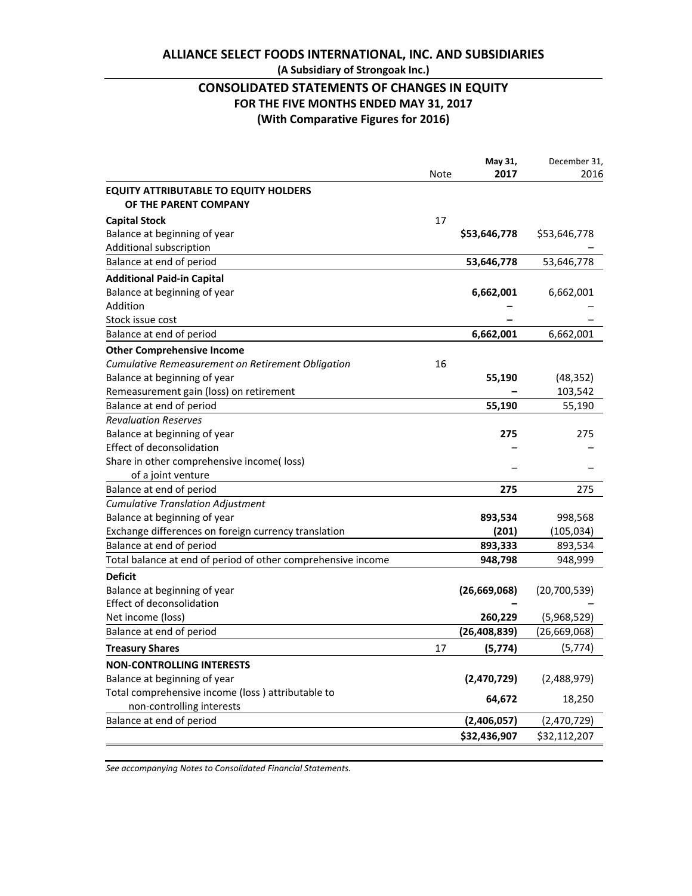# ALLIANCE SELECT FOODS INTERNATIONAL, INC. AND SUBSIDIARIES

**(A Subsidiary of Strongoak Inc.)**

## CONSOLIDATED STATEMENTS OF CHANGES IN EQUITY
## FOR THE FIVE MONTHS ENDED MAY 31, 2017
## (With Comparative Figures for 2016)

| | Note | May 31, 2017 | December 31, 2016 |
|---|---|---|---|
| **EQUITY ATTRIBUTABLE TO EQUITY HOLDERS OF THE PARENT COMPANY** | | | |
| **Capital Stock** | 17 | | |
| Balance at beginning of year | | **\$53,646,778** | \$53,646,778 |
| Additional subscription | | | – |
| Balance at end of period | | **53,646,778** | 53,646,778 |
| **Additional Paid-in Capital** | | | |
| Balance at beginning of year | | **6,662,001** | 6,662,001 |
| Addition | | **–** | – |
| Stock issue cost | | **–** | – |
| Balance at end of period | | **6,662,001** | 6,662,001 |
| **Other Comprehensive Income** | | | |
| *Cumulative Remeasurement on Retirement Obligation* | 16 | | |
| Balance at beginning of year | | **55,190** | (48,352) |
| Remeasurement gain (loss) on retirement | | **–** | 103,542 |
| Balance at end of period | | **55,190** | 55,190 |
| *Revaluation Reserves* | | | |
| Balance at beginning of year | | **275** | 275 |
| Effect of deconsolidation | | – | – |
| Share in other comprehensive income( loss) of a joint venture | | – | – |
| Balance at end of period | | **275** | 275 |
| *Cumulative Translation Adjustment* | | | |
| Balance at beginning of year | | **893,534** | 998,568 |
| Exchange differences on foreign currency translation | | **(201)** | (105,034) |
| Balance at end of period | | **893,333** | 893,534 |
| Total balance at end of period of other comprehensive income | | **948,798** | 948,999 |
| **Deficit** | | | |
| Balance at beginning of year | | **(26,669,068)** | (20,700,539) |
| Effect of deconsolidation | | **–** | – |
| Net income (loss) | | **260,229** | (5,968,529) |
| Balance at end of period | | **(26,408,839)** | (26,669,068) |
| **Treasury Shares** | 17 | **(5,774)** | (5,774) |
| **NON-CONTROLLING INTERESTS** | | | |
| Balance at beginning of year | | **(2,470,729)** | (2,488,979) |
| Total comprehensive income (loss ) attributable to non-controlling interests | | **64,672** | 18,250 |
| Balance at end of period | | **(2,406,057)** | (2,470,729) |
| | | **\$32,436,907** | \$32,112,207 |

*See accompanying Notes to Consolidated Financial Statements.*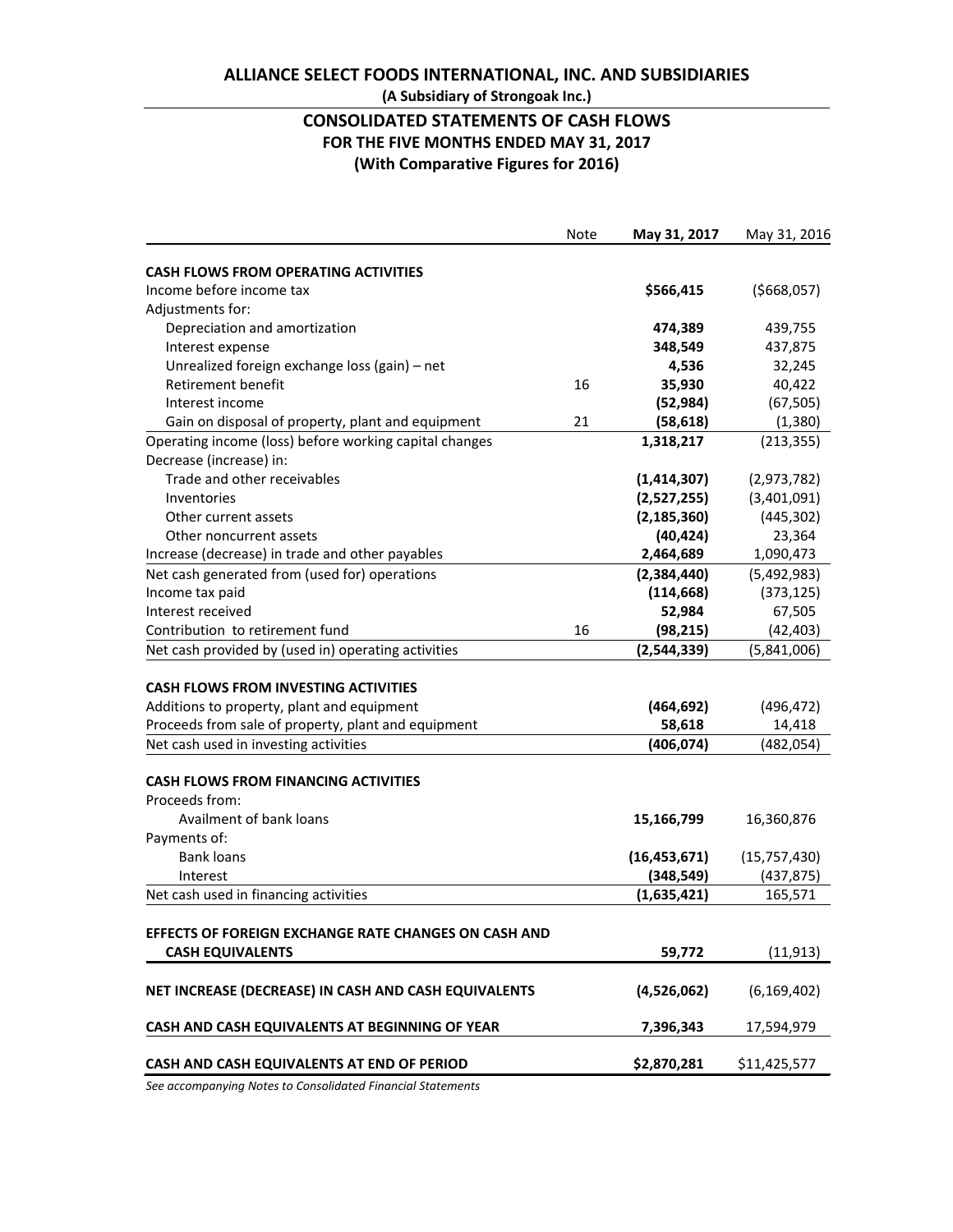# ALLIANCE SELECT FOODS INTERNATIONAL, INC. AND SUBSIDIARIES

**(A Subsidiary of Strongoak Inc.)**

## CONSOLIDATED STATEMENTS OF CASH FLOWS
## FOR THE FIVE MONTHS ENDED MAY 31, 2017
## (With Comparative Figures for 2016)

| | Note | May 31, 2017 | May 31, 2016 |
|---|---|---|---|
| **CASH FLOWS FROM OPERATING ACTIVITIES** | | | |
| Income before income tax | | **$566,415** | ($668,057) |
| Adjustments for: | | | |
| Depreciation and amortization | | **474,389** | 439,755 |
| Interest expense | | **348,549** | 437,875 |
| Unrealized foreign exchange loss (gain) – net | | **4,536** | 32,245 |
| Retirement benefit | 16 | **35,930** | 40,422 |
| Interest income | | **(52,984)** | (67,505) |
| Gain on disposal of property, plant and equipment | 21 | **(58,618)** | (1,380) |
| Operating income (loss) before working capital changes | | **1,318,217** | (213,355) |
| Decrease (increase) in: | | | |
| Trade and other receivables | | **(1,414,307)** | (2,973,782) |
| Inventories | | **(2,527,255)** | (3,401,091) |
| Other current assets | | **(2,185,360)** | (445,302) |
| Other noncurrent assets | | **(40,424)** | 23,364 |
| Increase (decrease) in trade and other payables | | **2,464,689** | 1,090,473 |
| Net cash generated from (used for) operations | | **(2,384,440)** | (5,492,983) |
| Income tax paid | | **(114,668)** | (373,125) |
| Interest received | | **52,984** | 67,505 |
| Contribution to retirement fund | 16 | **(98,215)** | (42,403) |
| Net cash provided by (used in) operating activities | | **(2,544,339)** | (5,841,006) |
| **CASH FLOWS FROM INVESTING ACTIVITIES** | | | |
| Additions to property, plant and equipment | | **(464,692)** | (496,472) |
| Proceeds from sale of property, plant and equipment | | **58,618** | 14,418 |
| Net cash used in investing activities | | **(406,074)** | (482,054) |
| **CASH FLOWS FROM FINANCING ACTIVITIES** | | | |
| Proceeds from: | | | |
| Availment of bank loans | | **15,166,799** | 16,360,876 |
| Payments of: | | | |
| Bank loans | | **(16,453,671)** | (15,757,430) |
| Interest | | **(348,549)** | (437,875) |
| Net cash used in financing activities | | **(1,635,421)** | 165,571 |
| **EFFECTS OF FOREIGN EXCHANGE RATE CHANGES ON CASH AND CASH EQUIVALENTS** | | **59,772** | (11,913) |
| **NET INCREASE (DECREASE) IN CASH AND CASH EQUIVALENTS** | | **(4,526,062)** | (6,169,402) |
| **CASH AND CASH EQUIVALENTS AT BEGINNING OF YEAR** | | **7,396,343** | 17,594,979 |
| **CASH AND CASH EQUIVALENTS AT END OF PERIOD** | | **$2,870,281** | $11,425,577 |

*See accompanying Notes to Consolidated Financial Statements*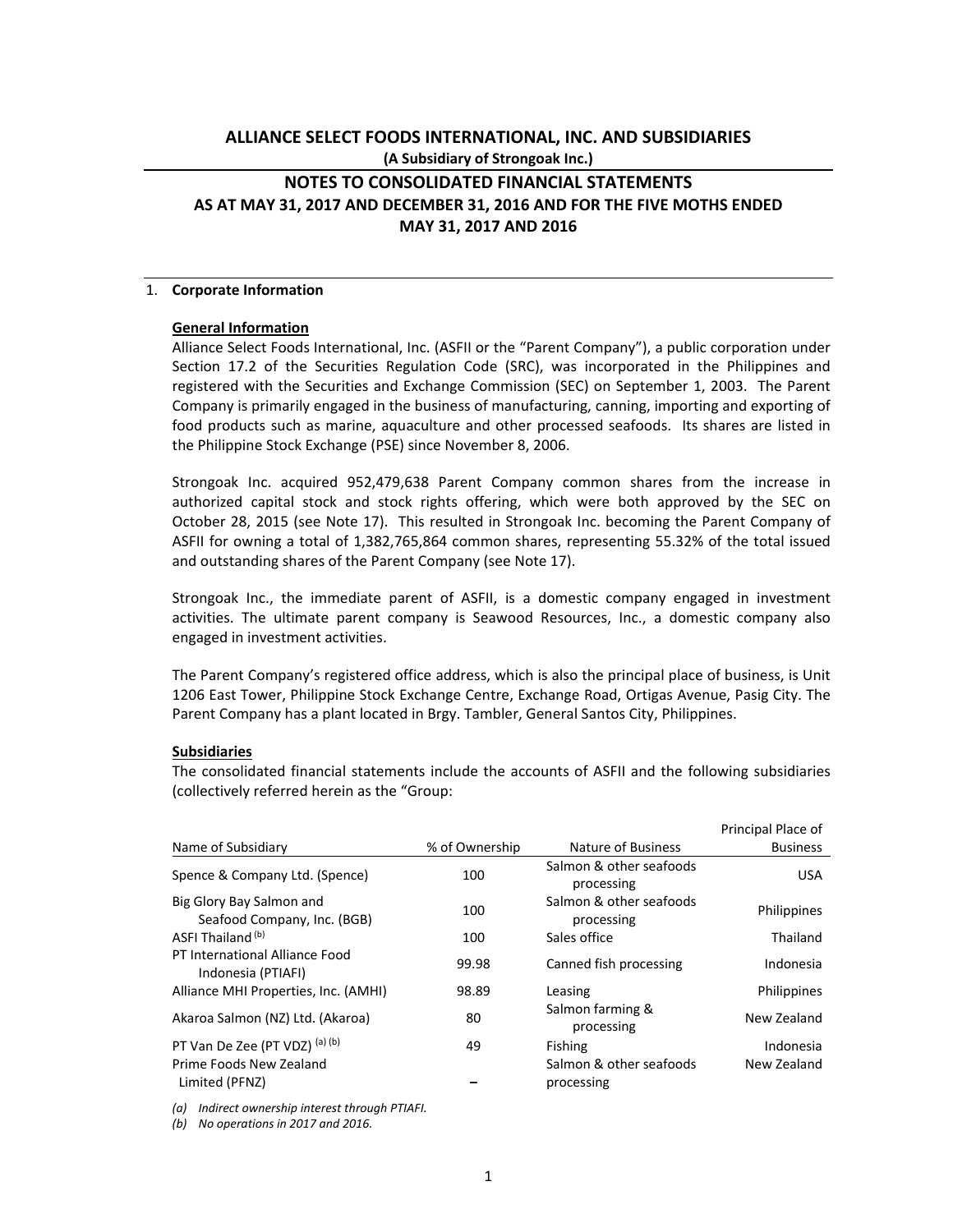# ALLIANCE SELECT FOODS INTERNATIONAL, INC. AND SUBSIDIARIES

**(A Subsidiary of Strongoak Inc.)**

# NOTES TO CONSOLIDATED FINANCIAL STATEMENTS
## AS AT MAY 31, 2017 AND DECEMBER 31, 2016 AND FOR THE FIVE MOTHS ENDED MAY 31, 2017 AND 2016

1. **Corporate Information**

**General Information**

Alliance Select Foods International, Inc. (ASFII or the "Parent Company"), a public corporation under Section 17.2 of the Securities Regulation Code (SRC), was incorporated in the Philippines and registered with the Securities and Exchange Commission (SEC) on September 1, 2003. The Parent Company is primarily engaged in the business of manufacturing, canning, importing and exporting of food products such as marine, aquaculture and other processed seafoods. Its shares are listed in the Philippine Stock Exchange (PSE) since November 8, 2006.

Strongoak Inc. acquired 952,479,638 Parent Company common shares from the increase in authorized capital stock and stock rights offering, which were both approved by the SEC on October 28, 2015 (see Note 17). This resulted in Strongoak Inc. becoming the Parent Company of ASFII for owning a total of 1,382,765,864 common shares, representing 55.32% of the total issued and outstanding shares of the Parent Company (see Note 17).

Strongoak Inc., the immediate parent of ASFII, is a domestic company engaged in investment activities. The ultimate parent company is Seawood Resources, Inc., a domestic company also engaged in investment activities.

The Parent Company's registered office address, which is also the principal place of business, is Unit 1206 East Tower, Philippine Stock Exchange Centre, Exchange Road, Ortigas Avenue, Pasig City. The Parent Company has a plant located in Brgy. Tambler, General Santos City, Philippines.

**Subsidiaries**

The consolidated financial statements include the accounts of ASFII and the following subsidiaries (collectively referred herein as the "Group:

| Name of Subsidiary | % of Ownership | Nature of Business | Principal Place of Business |
|---|---|---|---|
| Spence & Company Ltd. (Spence) | 100 | Salmon & other seafoods processing | USA |
| Big Glory Bay Salmon and Seafood Company, Inc. (BGB) | 100 | Salmon & other seafoods processing | Philippines |
| ASFI Thailand [(b)] | 100 | Sales office | Thailand |
| PT International Alliance Food Indonesia (PTIAFI) | 99.98 | Canned fish processing | Indonesia |
| Alliance MHI Properties, Inc. (AMHI) | 98.89 | Leasing | Philippines |
| Akaroa Salmon (NZ) Ltd. (Akaroa) | 80 | Salmon farming & processing | New Zealand |
| PT Van De Zee (PT VDZ) [(a) (b)] | 49 | Fishing | Indonesia |
| Prime Foods New Zealand Limited (PFNZ) | – | Salmon & other seafoods processing | New Zealand |

*(a) Indirect ownership interest through PTIAFI.*

*(b) No operations in 2017 and 2016.*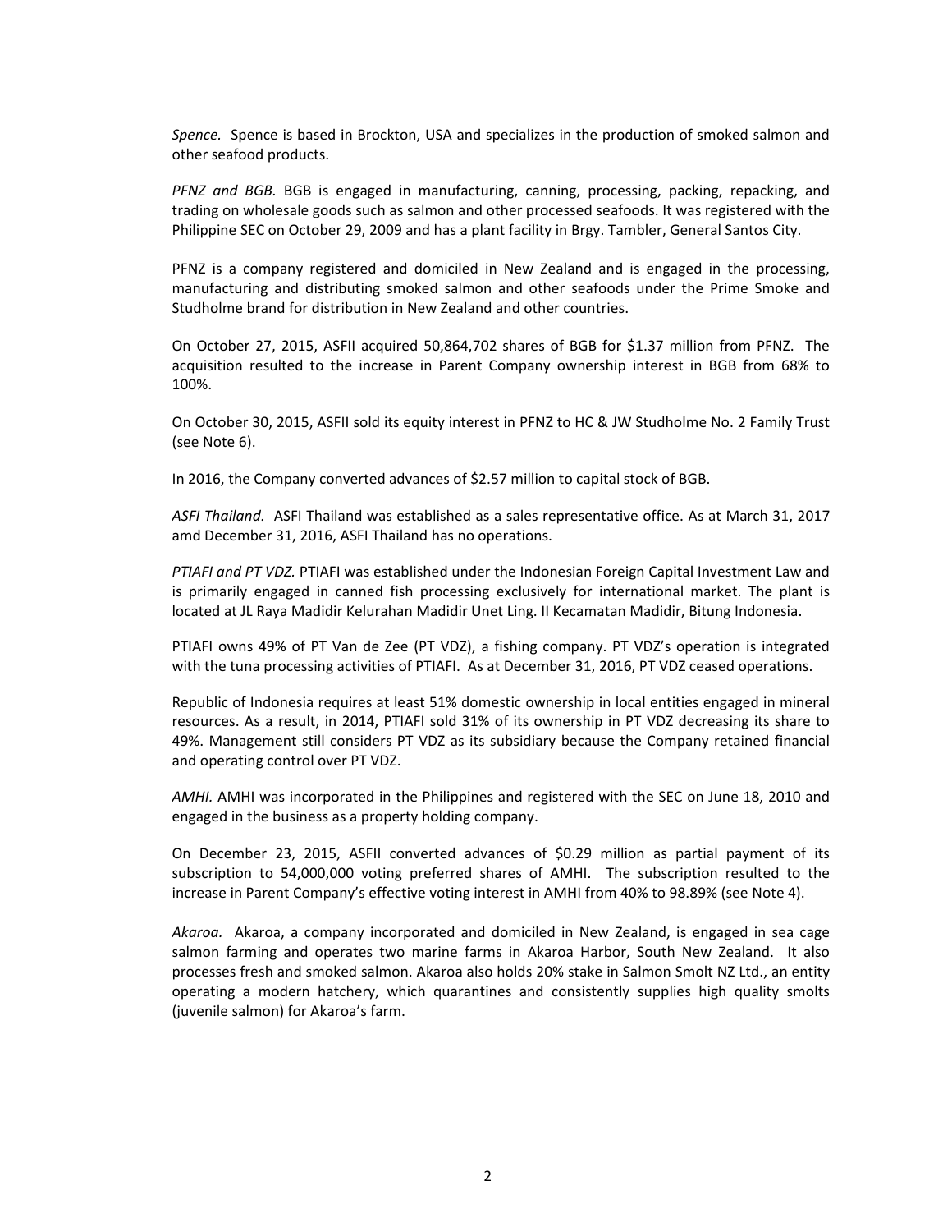*Spence.* Spence is based in Brockton, USA and specializes in the production of smoked salmon and other seafood products.

*PFNZ and BGB.* BGB is engaged in manufacturing, canning, processing, packing, repacking, and trading on wholesale goods such as salmon and other processed seafoods. It was registered with the Philippine SEC on October 29, 2009 and has a plant facility in Brgy. Tambler, General Santos City.

PFNZ is a company registered and domiciled in New Zealand and is engaged in the processing, manufacturing and distributing smoked salmon and other seafoods under the Prime Smoke and Studholme brand for distribution in New Zealand and other countries.

On October 27, 2015, ASFII acquired 50,864,702 shares of BGB for $1.37 million from PFNZ. The acquisition resulted to the increase in Parent Company ownership interest in BGB from 68% to 100%.

On October 30, 2015, ASFII sold its equity interest in PFNZ to HC & JW Studholme No. 2 Family Trust (see Note 6).

In 2016, the Company converted advances of $2.57 million to capital stock of BGB.

*ASFI Thailand.* ASFI Thailand was established as a sales representative office. As at March 31, 2017 amd December 31, 2016, ASFI Thailand has no operations.

*PTIAFI and PT VDZ.* PTIAFI was established under the Indonesian Foreign Capital Investment Law and is primarily engaged in canned fish processing exclusively for international market. The plant is located at JL Raya Madidir Kelurahan Madidir Unet Ling. II Kecamatan Madidir, Bitung Indonesia.

PTIAFI owns 49% of PT Van de Zee (PT VDZ), a fishing company. PT VDZ's operation is integrated with the tuna processing activities of PTIAFI. As at December 31, 2016, PT VDZ ceased operations.

Republic of Indonesia requires at least 51% domestic ownership in local entities engaged in mineral resources. As a result, in 2014, PTIAFI sold 31% of its ownership in PT VDZ decreasing its share to 49%. Management still considers PT VDZ as its subsidiary because the Company retained financial and operating control over PT VDZ.

*AMHI.* AMHI was incorporated in the Philippines and registered with the SEC on June 18, 2010 and engaged in the business as a property holding company.

On December 23, 2015, ASFII converted advances of $0.29 million as partial payment of its subscription to 54,000,000 voting preferred shares of AMHI. The subscription resulted to the increase in Parent Company's effective voting interest in AMHI from 40% to 98.89% (see Note 4).

*Akaroa.* Akaroa, a company incorporated and domiciled in New Zealand, is engaged in sea cage salmon farming and operates two marine farms in Akaroa Harbor, South New Zealand. It also processes fresh and smoked salmon. Akaroa also holds 20% stake in Salmon Smolt NZ Ltd., an entity operating a modern hatchery, which quarantines and consistently supplies high quality smolts (juvenile salmon) for Akaroa's farm.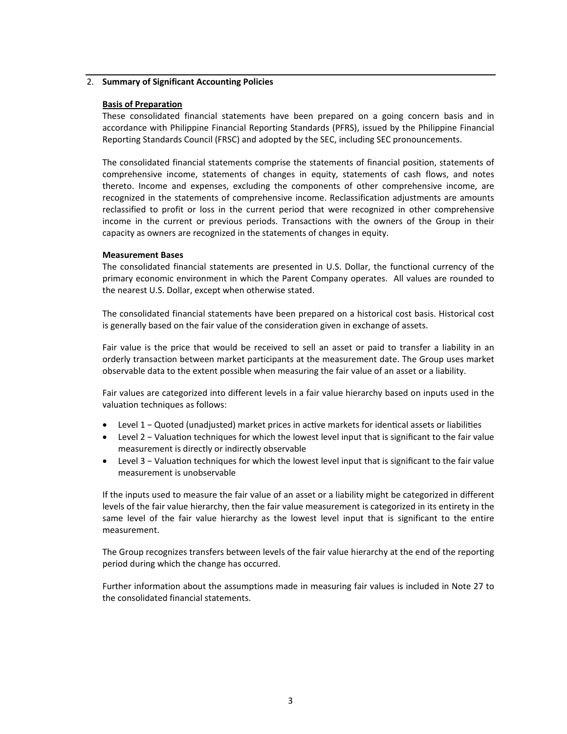## 2. Summary of Significant Accounting Policies

**Basis of Preparation**

These consolidated financial statements have been prepared on a going concern basis and in accordance with Philippine Financial Reporting Standards (PFRS), issued by the Philippine Financial Reporting Standards Council (FRSC) and adopted by the SEC, including SEC pronouncements.

The consolidated financial statements comprise the statements of financial position, statements of comprehensive income, statements of changes in equity, statements of cash flows, and notes thereto. Income and expenses, excluding the components of other comprehensive income, are recognized in the statements of comprehensive income. Reclassification adjustments are amounts reclassified to profit or loss in the current period that were recognized in other comprehensive income in the current or previous periods. Transactions with the owners of the Group in their capacity as owners are recognized in the statements of changes in equity.

**Measurement Bases**

The consolidated financial statements are presented in U.S. Dollar, the functional currency of the primary economic environment in which the Parent Company operates. All values are rounded to the nearest U.S. Dollar, except when otherwise stated.

The consolidated financial statements have been prepared on a historical cost basis. Historical cost is generally based on the fair value of the consideration given in exchange of assets.

Fair value is the price that would be received to sell an asset or paid to transfer a liability in an orderly transaction between market participants at the measurement date. The Group uses market observable data to the extent possible when measuring the fair value of an asset or a liability.

Fair values are categorized into different levels in a fair value hierarchy based on inputs used in the valuation techniques as follows:

- Level 1 − Quoted (unadjusted) market prices in active markets for identical assets or liabilities
- Level 2 − Valuation techniques for which the lowest level input that is significant to the fair value measurement is directly or indirectly observable
- Level 3 − Valuation techniques for which the lowest level input that is significant to the fair value measurement is unobservable

If the inputs used to measure the fair value of an asset or a liability might be categorized in different levels of the fair value hierarchy, then the fair value measurement is categorized in its entirety in the same level of the fair value hierarchy as the lowest level input that is significant to the entire measurement.

The Group recognizes transfers between levels of the fair value hierarchy at the end of the reporting period during which the change has occurred.

Further information about the assumptions made in measuring fair values is included in Note 27 to the consolidated financial statements.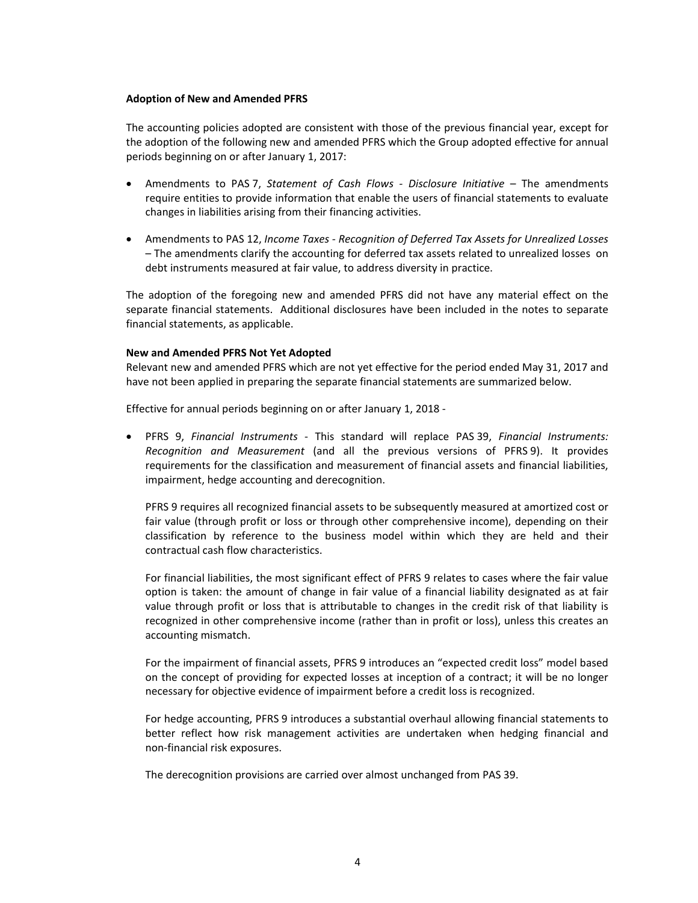**Adoption of New and Amended PFRS**

The accounting policies adopted are consistent with those of the previous financial year, except for the adoption of the following new and amended PFRS which the Group adopted effective for annual periods beginning on or after January 1, 2017:

- Amendments to PAS 7, *Statement of Cash Flows - Disclosure Initiative* – The amendments require entities to provide information that enable the users of financial statements to evaluate changes in liabilities arising from their financing activities.

- Amendments to PAS 12, *Income Taxes - Recognition of Deferred Tax Assets for Unrealized Losses* – The amendments clarify the accounting for deferred tax assets related to unrealized losses on debt instruments measured at fair value, to address diversity in practice.

The adoption of the foregoing new and amended PFRS did not have any material effect on the separate financial statements. Additional disclosures have been included in the notes to separate financial statements, as applicable.

**New and Amended PFRS Not Yet Adopted**

Relevant new and amended PFRS which are not yet effective for the period ended May 31, 2017 and have not been applied in preparing the separate financial statements are summarized below.

Effective for annual periods beginning on or after January 1, 2018 -

- PFRS 9, *Financial Instruments* - This standard will replace PAS 39, *Financial Instruments: Recognition and Measurement* (and all the previous versions of PFRS 9). It provides requirements for the classification and measurement of financial assets and financial liabilities, impairment, hedge accounting and derecognition.

  PFRS 9 requires all recognized financial assets to be subsequently measured at amortized cost or fair value (through profit or loss or through other comprehensive income), depending on their classification by reference to the business model within which they are held and their contractual cash flow characteristics.

  For financial liabilities, the most significant effect of PFRS 9 relates to cases where the fair value option is taken: the amount of change in fair value of a financial liability designated as at fair value through profit or loss that is attributable to changes in the credit risk of that liability is recognized in other comprehensive income (rather than in profit or loss), unless this creates an accounting mismatch.

  For the impairment of financial assets, PFRS 9 introduces an "expected credit loss" model based on the concept of providing for expected losses at inception of a contract; it will be no longer necessary for objective evidence of impairment before a credit loss is recognized.

  For hedge accounting, PFRS 9 introduces a substantial overhaul allowing financial statements to better reflect how risk management activities are undertaken when hedging financial and non-financial risk exposures.

  The derecognition provisions are carried over almost unchanged from PAS 39.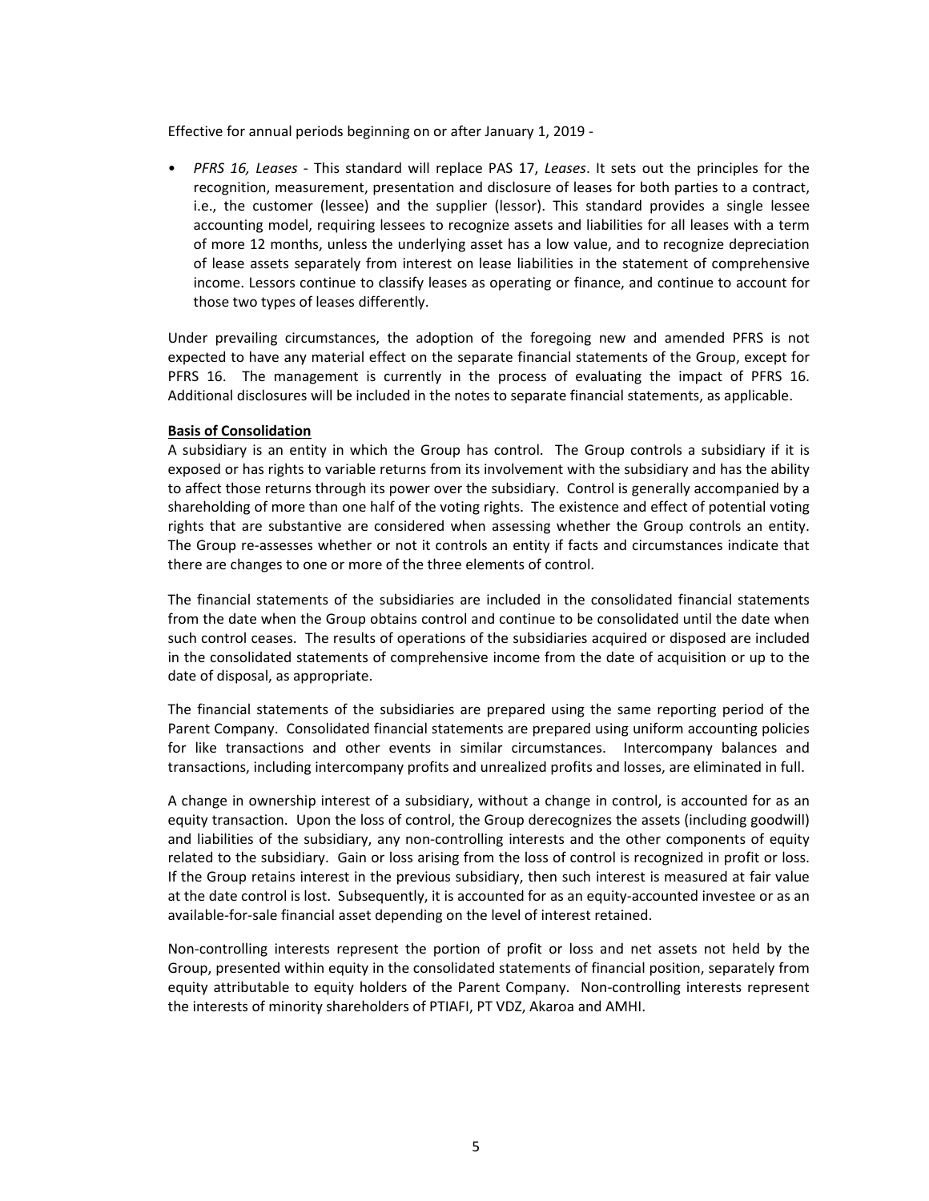Effective for annual periods beginning on or after January 1, 2019 -

- *PFRS 16, Leases* - This standard will replace PAS 17, *Leases*. It sets out the principles for the recognition, measurement, presentation and disclosure of leases for both parties to a contract, i.e., the customer (lessee) and the supplier (lessor). This standard provides a single lessee accounting model, requiring lessees to recognize assets and liabilities for all leases with a term of more 12 months, unless the underlying asset has a low value, and to recognize depreciation of lease assets separately from interest on lease liabilities in the statement of comprehensive income. Lessors continue to classify leases as operating or finance, and continue to account for those two types of leases differently.

Under prevailing circumstances, the adoption of the foregoing new and amended PFRS is not expected to have any material effect on the separate financial statements of the Group, except for PFRS 16. The management is currently in the process of evaluating the impact of PFRS 16. Additional disclosures will be included in the notes to separate financial statements, as applicable.

**Basis of Consolidation**

A subsidiary is an entity in which the Group has control. The Group controls a subsidiary if it is exposed or has rights to variable returns from its involvement with the subsidiary and has the ability to affect those returns through its power over the subsidiary. Control is generally accompanied by a shareholding of more than one half of the voting rights. The existence and effect of potential voting rights that are substantive are considered when assessing whether the Group controls an entity. The Group re-assesses whether or not it controls an entity if facts and circumstances indicate that there are changes to one or more of the three elements of control.

The financial statements of the subsidiaries are included in the consolidated financial statements from the date when the Group obtains control and continue to be consolidated until the date when such control ceases. The results of operations of the subsidiaries acquired or disposed are included in the consolidated statements of comprehensive income from the date of acquisition or up to the date of disposal, as appropriate.

The financial statements of the subsidiaries are prepared using the same reporting period of the Parent Company. Consolidated financial statements are prepared using uniform accounting policies for like transactions and other events in similar circumstances. Intercompany balances and transactions, including intercompany profits and unrealized profits and losses, are eliminated in full.

A change in ownership interest of a subsidiary, without a change in control, is accounted for as an equity transaction. Upon the loss of control, the Group derecognizes the assets (including goodwill) and liabilities of the subsidiary, any non-controlling interests and the other components of equity related to the subsidiary. Gain or loss arising from the loss of control is recognized in profit or loss. If the Group retains interest in the previous subsidiary, then such interest is measured at fair value at the date control is lost. Subsequently, it is accounted for as an equity-accounted investee or as an available-for-sale financial asset depending on the level of interest retained.

Non-controlling interests represent the portion of profit or loss and net assets not held by the Group, presented within equity in the consolidated statements of financial position, separately from equity attributable to equity holders of the Parent Company. Non-controlling interests represent the interests of minority shareholders of PTIAFI, PT VDZ, Akaroa and AMHI.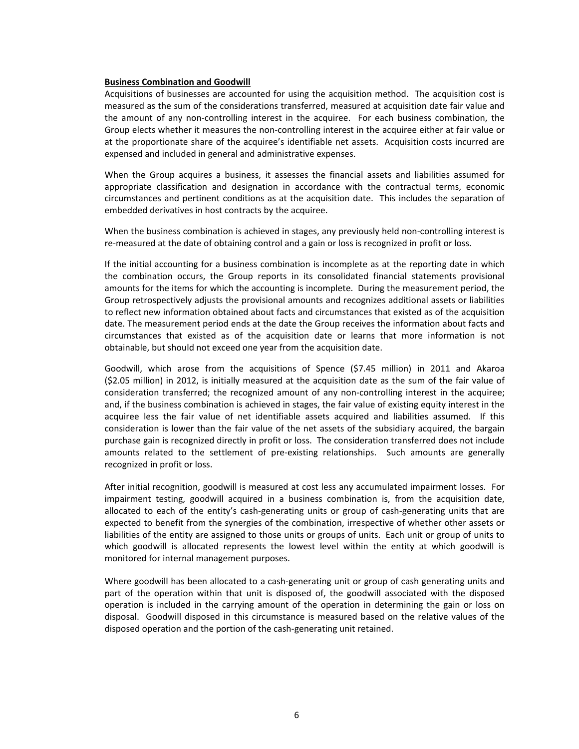**Business Combination and Goodwill**

Acquisitions of businesses are accounted for using the acquisition method. The acquisition cost is measured as the sum of the considerations transferred, measured at acquisition date fair value and the amount of any non-controlling interest in the acquiree. For each business combination, the Group elects whether it measures the non-controlling interest in the acquiree either at fair value or at the proportionate share of the acquiree's identifiable net assets. Acquisition costs incurred are expensed and included in general and administrative expenses.

When the Group acquires a business, it assesses the financial assets and liabilities assumed for appropriate classification and designation in accordance with the contractual terms, economic circumstances and pertinent conditions as at the acquisition date. This includes the separation of embedded derivatives in host contracts by the acquiree.

When the business combination is achieved in stages, any previously held non-controlling interest is re-measured at the date of obtaining control and a gain or loss is recognized in profit or loss.

If the initial accounting for a business combination is incomplete as at the reporting date in which the combination occurs, the Group reports in its consolidated financial statements provisional amounts for the items for which the accounting is incomplete. During the measurement period, the Group retrospectively adjusts the provisional amounts and recognizes additional assets or liabilities to reflect new information obtained about facts and circumstances that existed as of the acquisition date. The measurement period ends at the date the Group receives the information about facts and circumstances that existed as of the acquisition date or learns that more information is not obtainable, but should not exceed one year from the acquisition date.

Goodwill, which arose from the acquisitions of Spence ($7.45 million) in 2011 and Akaroa ($2.05 million) in 2012, is initially measured at the acquisition date as the sum of the fair value of consideration transferred; the recognized amount of any non-controlling interest in the acquiree; and, if the business combination is achieved in stages, the fair value of existing equity interest in the acquiree less the fair value of net identifiable assets acquired and liabilities assumed. If this consideration is lower than the fair value of the net assets of the subsidiary acquired, the bargain purchase gain is recognized directly in profit or loss. The consideration transferred does not include amounts related to the settlement of pre-existing relationships. Such amounts are generally recognized in profit or loss.

After initial recognition, goodwill is measured at cost less any accumulated impairment losses. For impairment testing, goodwill acquired in a business combination is, from the acquisition date, allocated to each of the entity's cash-generating units or group of cash-generating units that are expected to benefit from the synergies of the combination, irrespective of whether other assets or liabilities of the entity are assigned to those units or groups of units. Each unit or group of units to which goodwill is allocated represents the lowest level within the entity at which goodwill is monitored for internal management purposes.

Where goodwill has been allocated to a cash-generating unit or group of cash generating units and part of the operation within that unit is disposed of, the goodwill associated with the disposed operation is included in the carrying amount of the operation in determining the gain or loss on disposal. Goodwill disposed in this circumstance is measured based on the relative values of the disposed operation and the portion of the cash-generating unit retained.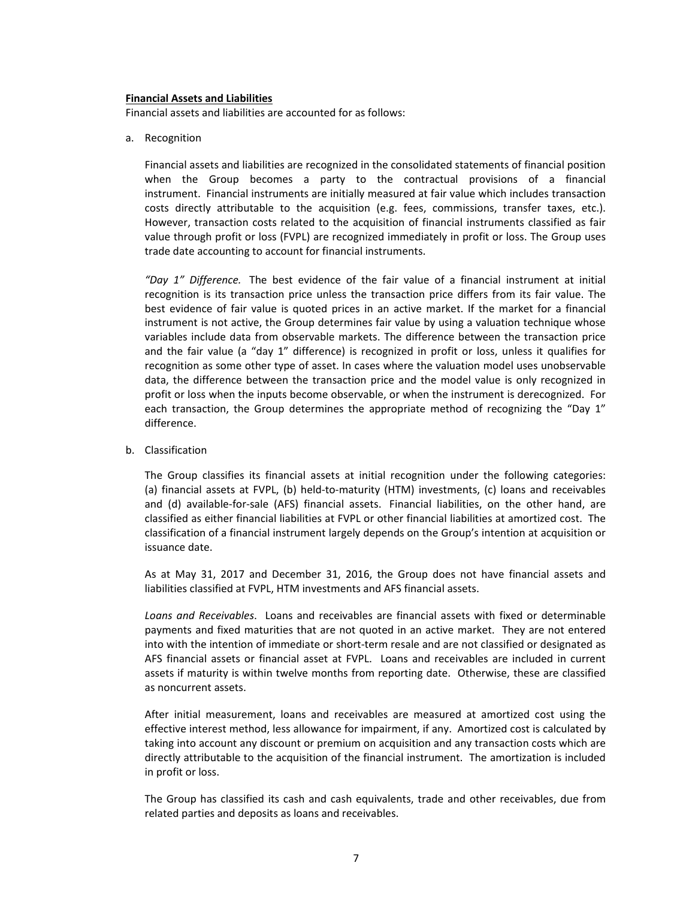**Financial Assets and Liabilities**

Financial assets and liabilities are accounted for as follows:

a. Recognition

Financial assets and liabilities are recognized in the consolidated statements of financial position when the Group becomes a party to the contractual provisions of a financial instrument. Financial instruments are initially measured at fair value which includes transaction costs directly attributable to the acquisition (e.g. fees, commissions, transfer taxes, etc.). However, transaction costs related to the acquisition of financial instruments classified as fair value through profit or loss (FVPL) are recognized immediately in profit or loss. The Group uses trade date accounting to account for financial instruments.

*"Day 1" Difference.* The best evidence of the fair value of a financial instrument at initial recognition is its transaction price unless the transaction price differs from its fair value. The best evidence of fair value is quoted prices in an active market. If the market for a financial instrument is not active, the Group determines fair value by using a valuation technique whose variables include data from observable markets. The difference between the transaction price and the fair value (a "day 1" difference) is recognized in profit or loss, unless it qualifies for recognition as some other type of asset. In cases where the valuation model uses unobservable data, the difference between the transaction price and the model value is only recognized in profit or loss when the inputs become observable, or when the instrument is derecognized. For each transaction, the Group determines the appropriate method of recognizing the "Day 1" difference.

b. Classification

The Group classifies its financial assets at initial recognition under the following categories: (a) financial assets at FVPL, (b) held-to-maturity (HTM) investments, (c) loans and receivables and (d) available-for-sale (AFS) financial assets. Financial liabilities, on the other hand, are classified as either financial liabilities at FVPL or other financial liabilities at amortized cost. The classification of a financial instrument largely depends on the Group's intention at acquisition or issuance date.

As at May 31, 2017 and December 31, 2016, the Group does not have financial assets and liabilities classified at FVPL, HTM investments and AFS financial assets.

*Loans and Receivables*. Loans and receivables are financial assets with fixed or determinable payments and fixed maturities that are not quoted in an active market. They are not entered into with the intention of immediate or short-term resale and are not classified or designated as AFS financial assets or financial asset at FVPL. Loans and receivables are included in current assets if maturity is within twelve months from reporting date. Otherwise, these are classified as noncurrent assets.

After initial measurement, loans and receivables are measured at amortized cost using the effective interest method, less allowance for impairment, if any. Amortized cost is calculated by taking into account any discount or premium on acquisition and any transaction costs which are directly attributable to the acquisition of the financial instrument. The amortization is included in profit or loss.

The Group has classified its cash and cash equivalents, trade and other receivables, due from related parties and deposits as loans and receivables.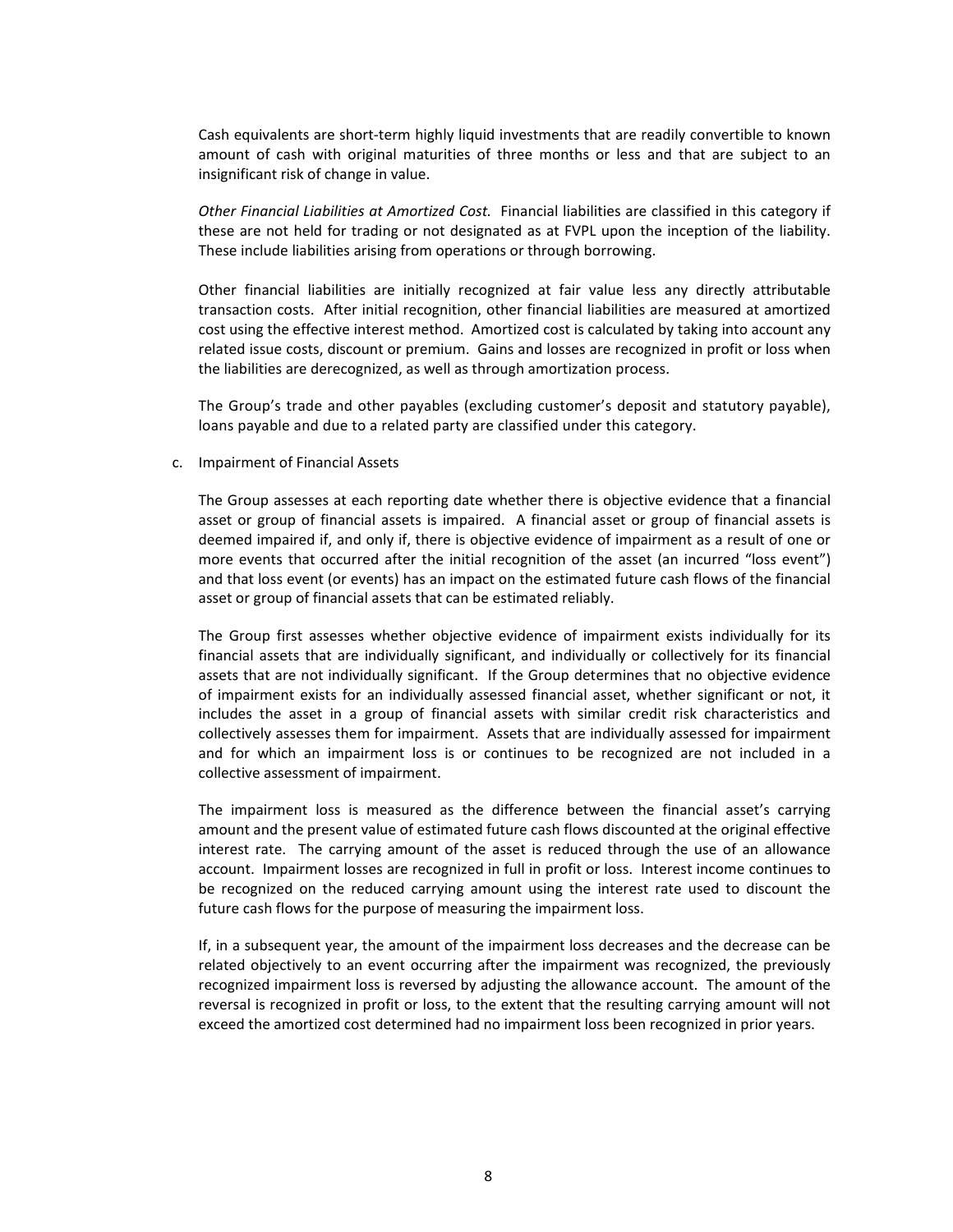Cash equivalents are short-term highly liquid investments that are readily convertible to known amount of cash with original maturities of three months or less and that are subject to an insignificant risk of change in value.

*Other Financial Liabilities at Amortized Cost.* Financial liabilities are classified in this category if these are not held for trading or not designated as at FVPL upon the inception of the liability. These include liabilities arising from operations or through borrowing.

Other financial liabilities are initially recognized at fair value less any directly attributable transaction costs. After initial recognition, other financial liabilities are measured at amortized cost using the effective interest method. Amortized cost is calculated by taking into account any related issue costs, discount or premium. Gains and losses are recognized in profit or loss when the liabilities are derecognized, as well as through amortization process.

The Group's trade and other payables (excluding customer's deposit and statutory payable), loans payable and due to a related party are classified under this category.

c. Impairment of Financial Assets

The Group assesses at each reporting date whether there is objective evidence that a financial asset or group of financial assets is impaired. A financial asset or group of financial assets is deemed impaired if, and only if, there is objective evidence of impairment as a result of one or more events that occurred after the initial recognition of the asset (an incurred "loss event") and that loss event (or events) has an impact on the estimated future cash flows of the financial asset or group of financial assets that can be estimated reliably.

The Group first assesses whether objective evidence of impairment exists individually for its financial assets that are individually significant, and individually or collectively for its financial assets that are not individually significant. If the Group determines that no objective evidence of impairment exists for an individually assessed financial asset, whether significant or not, it includes the asset in a group of financial assets with similar credit risk characteristics and collectively assesses them for impairment. Assets that are individually assessed for impairment and for which an impairment loss is or continues to be recognized are not included in a collective assessment of impairment.

The impairment loss is measured as the difference between the financial asset's carrying amount and the present value of estimated future cash flows discounted at the original effective interest rate. The carrying amount of the asset is reduced through the use of an allowance account. Impairment losses are recognized in full in profit or loss. Interest income continues to be recognized on the reduced carrying amount using the interest rate used to discount the future cash flows for the purpose of measuring the impairment loss.

If, in a subsequent year, the amount of the impairment loss decreases and the decrease can be related objectively to an event occurring after the impairment was recognized, the previously recognized impairment loss is reversed by adjusting the allowance account. The amount of the reversal is recognized in profit or loss, to the extent that the resulting carrying amount will not exceed the amortized cost determined had no impairment loss been recognized in prior years.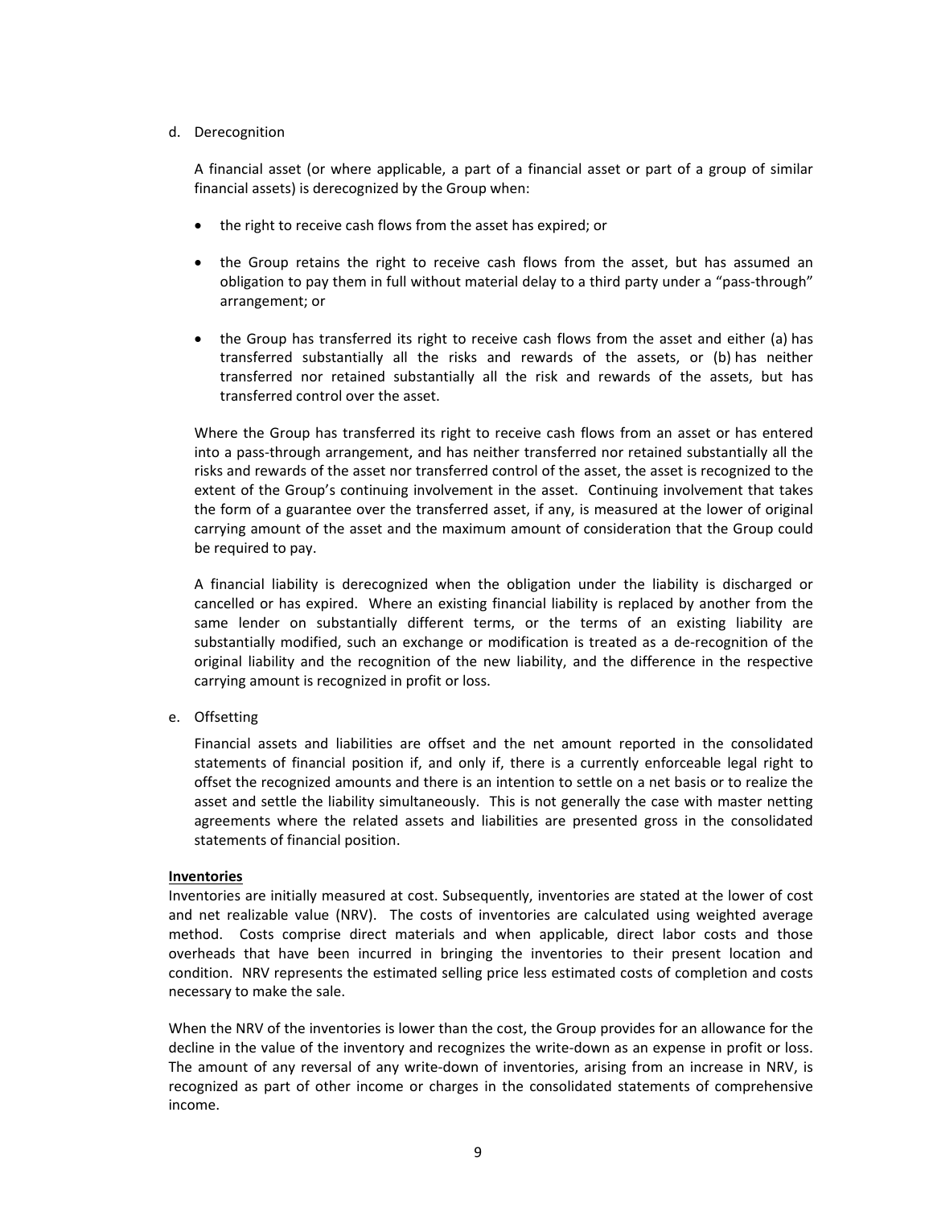d. Derecognition

A financial asset (or where applicable, a part of a financial asset or part of a group of similar financial assets) is derecognized by the Group when:

- the right to receive cash flows from the asset has expired; or
- the Group retains the right to receive cash flows from the asset, but has assumed an obligation to pay them in full without material delay to a third party under a "pass-through" arrangement; or
- the Group has transferred its right to receive cash flows from the asset and either (a) has transferred substantially all the risks and rewards of the assets, or (b) has neither transferred nor retained substantially all the risk and rewards of the assets, but has transferred control over the asset.

Where the Group has transferred its right to receive cash flows from an asset or has entered into a pass-through arrangement, and has neither transferred nor retained substantially all the risks and rewards of the asset nor transferred control of the asset, the asset is recognized to the extent of the Group's continuing involvement in the asset. Continuing involvement that takes the form of a guarantee over the transferred asset, if any, is measured at the lower of original carrying amount of the asset and the maximum amount of consideration that the Group could be required to pay.

A financial liability is derecognized when the obligation under the liability is discharged or cancelled or has expired. Where an existing financial liability is replaced by another from the same lender on substantially different terms, or the terms of an existing liability are substantially modified, such an exchange or modification is treated as a de-recognition of the original liability and the recognition of the new liability, and the difference in the respective carrying amount is recognized in profit or loss.

e. Offsetting

Financial assets and liabilities are offset and the net amount reported in the consolidated statements of financial position if, and only if, there is a currently enforceable legal right to offset the recognized amounts and there is an intention to settle on a net basis or to realize the asset and settle the liability simultaneously. This is not generally the case with master netting agreements where the related assets and liabilities are presented gross in the consolidated statements of financial position.

**Inventories**

Inventories are initially measured at cost. Subsequently, inventories are stated at the lower of cost and net realizable value (NRV). The costs of inventories are calculated using weighted average method. Costs comprise direct materials and when applicable, direct labor costs and those overheads that have been incurred in bringing the inventories to their present location and condition. NRV represents the estimated selling price less estimated costs of completion and costs necessary to make the sale.

When the NRV of the inventories is lower than the cost, the Group provides for an allowance for the decline in the value of the inventory and recognizes the write-down as an expense in profit or loss. The amount of any reversal of any write-down of inventories, arising from an increase in NRV, is recognized as part of other income or charges in the consolidated statements of comprehensive income.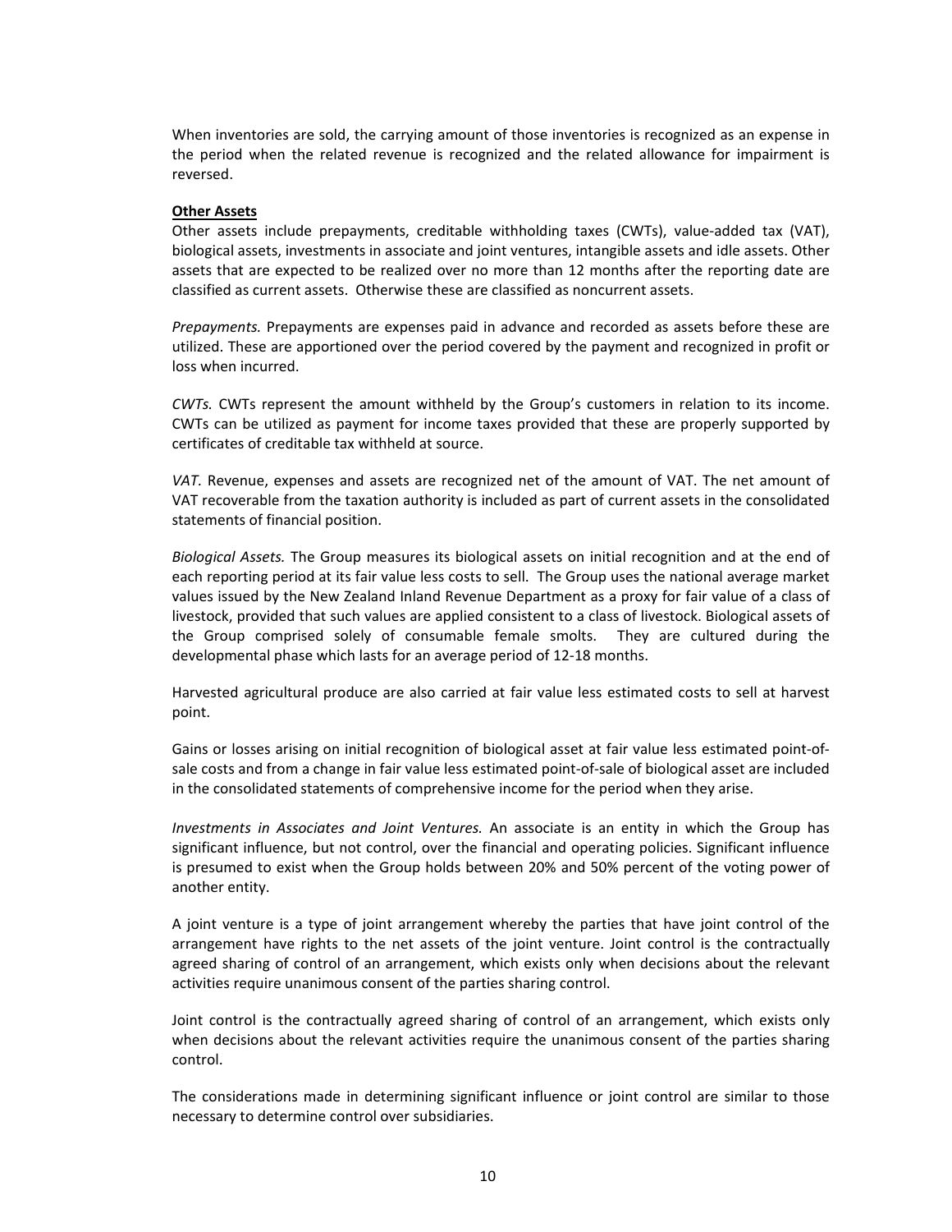When inventories are sold, the carrying amount of those inventories is recognized as an expense in the period when the related revenue is recognized and the related allowance for impairment is reversed.

**Other Assets**

Other assets include prepayments, creditable withholding taxes (CWTs), value-added tax (VAT), biological assets, investments in associate and joint ventures, intangible assets and idle assets. Other assets that are expected to be realized over no more than 12 months after the reporting date are classified as current assets. Otherwise these are classified as noncurrent assets.

*Prepayments.* Prepayments are expenses paid in advance and recorded as assets before these are utilized. These are apportioned over the period covered by the payment and recognized in profit or loss when incurred.

*CWTs.* CWTs represent the amount withheld by the Group's customers in relation to its income. CWTs can be utilized as payment for income taxes provided that these are properly supported by certificates of creditable tax withheld at source.

*VAT.* Revenue, expenses and assets are recognized net of the amount of VAT. The net amount of VAT recoverable from the taxation authority is included as part of current assets in the consolidated statements of financial position.

*Biological Assets.* The Group measures its biological assets on initial recognition and at the end of each reporting period at its fair value less costs to sell. The Group uses the national average market values issued by the New Zealand Inland Revenue Department as a proxy for fair value of a class of livestock, provided that such values are applied consistent to a class of livestock. Biological assets of the Group comprised solely of consumable female smolts. They are cultured during the developmental phase which lasts for an average period of 12-18 months.

Harvested agricultural produce are also carried at fair value less estimated costs to sell at harvest point.

Gains or losses arising on initial recognition of biological asset at fair value less estimated point-of-sale costs and from a change in fair value less estimated point-of-sale of biological asset are included in the consolidated statements of comprehensive income for the period when they arise.

*Investments in Associates and Joint Ventures.* An associate is an entity in which the Group has significant influence, but not control, over the financial and operating policies. Significant influence is presumed to exist when the Group holds between 20% and 50% percent of the voting power of another entity.

A joint venture is a type of joint arrangement whereby the parties that have joint control of the arrangement have rights to the net assets of the joint venture. Joint control is the contractually agreed sharing of control of an arrangement, which exists only when decisions about the relevant activities require unanimous consent of the parties sharing control.

Joint control is the contractually agreed sharing of control of an arrangement, which exists only when decisions about the relevant activities require the unanimous consent of the parties sharing control.

The considerations made in determining significant influence or joint control are similar to those necessary to determine control over subsidiaries.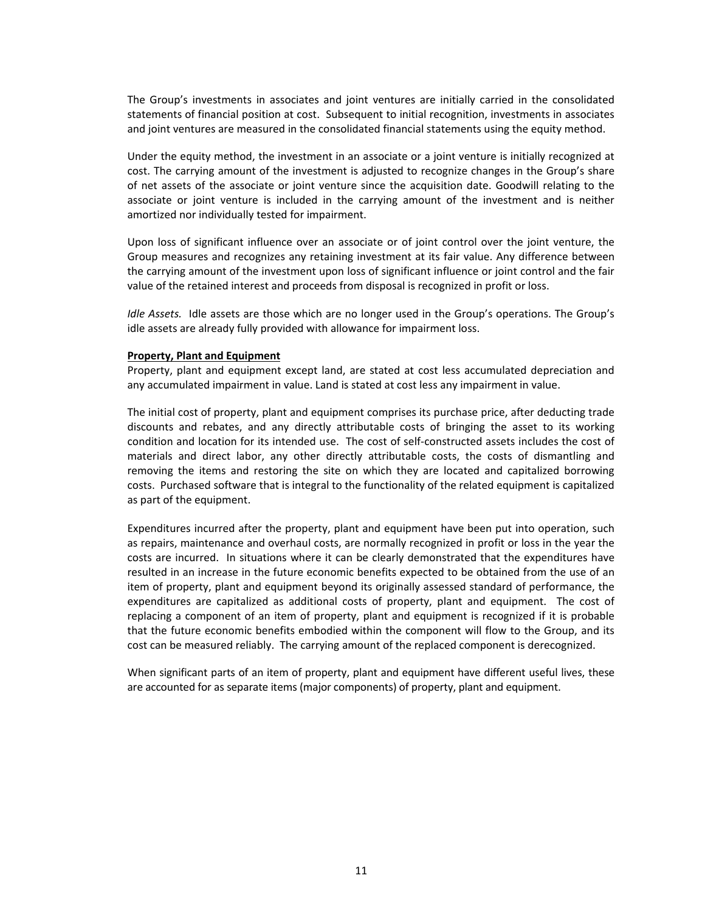The Group's investments in associates and joint ventures are initially carried in the consolidated statements of financial position at cost. Subsequent to initial recognition, investments in associates and joint ventures are measured in the consolidated financial statements using the equity method.

Under the equity method, the investment in an associate or a joint venture is initially recognized at cost. The carrying amount of the investment is adjusted to recognize changes in the Group's share of net assets of the associate or joint venture since the acquisition date. Goodwill relating to the associate or joint venture is included in the carrying amount of the investment and is neither amortized nor individually tested for impairment.

Upon loss of significant influence over an associate or of joint control over the joint venture, the Group measures and recognizes any retaining investment at its fair value. Any difference between the carrying amount of the investment upon loss of significant influence or joint control and the fair value of the retained interest and proceeds from disposal is recognized in profit or loss.

*Idle Assets.* Idle assets are those which are no longer used in the Group's operations. The Group's idle assets are already fully provided with allowance for impairment loss.

**Property, Plant and Equipment**

Property, plant and equipment except land, are stated at cost less accumulated depreciation and any accumulated impairment in value. Land is stated at cost less any impairment in value.

The initial cost of property, plant and equipment comprises its purchase price, after deducting trade discounts and rebates, and any directly attributable costs of bringing the asset to its working condition and location for its intended use. The cost of self-constructed assets includes the cost of materials and direct labor, any other directly attributable costs, the costs of dismantling and removing the items and restoring the site on which they are located and capitalized borrowing costs. Purchased software that is integral to the functionality of the related equipment is capitalized as part of the equipment.

Expenditures incurred after the property, plant and equipment have been put into operation, such as repairs, maintenance and overhaul costs, are normally recognized in profit or loss in the year the costs are incurred. In situations where it can be clearly demonstrated that the expenditures have resulted in an increase in the future economic benefits expected to be obtained from the use of an item of property, plant and equipment beyond its originally assessed standard of performance, the expenditures are capitalized as additional costs of property, plant and equipment. The cost of replacing a component of an item of property, plant and equipment is recognized if it is probable that the future economic benefits embodied within the component will flow to the Group, and its cost can be measured reliably. The carrying amount of the replaced component is derecognized.

When significant parts of an item of property, plant and equipment have different useful lives, these are accounted for as separate items (major components) of property, plant and equipment.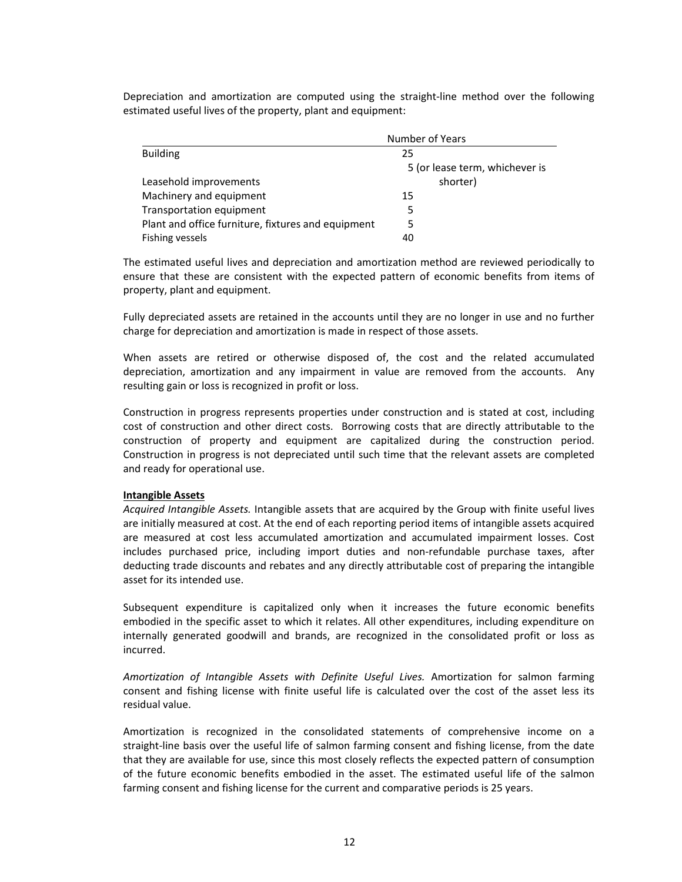Depreciation and amortization are computed using the straight-line method over the following estimated useful lives of the property, plant and equipment:

| | Number of Years |
|---|---|
| Building | 25 |
| Leasehold improvements | 5 (or lease term, whichever is shorter) |
| Machinery and equipment | 15 |
| Transportation equipment | 5 |
| Plant and office furniture, fixtures and equipment | 5 |
| Fishing vessels | 40 |

The estimated useful lives and depreciation and amortization method are reviewed periodically to ensure that these are consistent with the expected pattern of economic benefits from items of property, plant and equipment.

Fully depreciated assets are retained in the accounts until they are no longer in use and no further charge for depreciation and amortization is made in respect of those assets.

When assets are retired or otherwise disposed of, the cost and the related accumulated depreciation, amortization and any impairment in value are removed from the accounts. Any resulting gain or loss is recognized in profit or loss.

Construction in progress represents properties under construction and is stated at cost, including cost of construction and other direct costs. Borrowing costs that are directly attributable to the construction of property and equipment are capitalized during the construction period. Construction in progress is not depreciated until such time that the relevant assets are completed and ready for operational use.

**Intangible Assets**

*Acquired Intangible Assets.* Intangible assets that are acquired by the Group with finite useful lives are initially measured at cost. At the end of each reporting period items of intangible assets acquired are measured at cost less accumulated amortization and accumulated impairment losses. Cost includes purchased price, including import duties and non-refundable purchase taxes, after deducting trade discounts and rebates and any directly attributable cost of preparing the intangible asset for its intended use.

Subsequent expenditure is capitalized only when it increases the future economic benefits embodied in the specific asset to which it relates. All other expenditures, including expenditure on internally generated goodwill and brands, are recognized in the consolidated profit or loss as incurred.

*Amortization of Intangible Assets with Definite Useful Lives.* Amortization for salmon farming consent and fishing license with finite useful life is calculated over the cost of the asset less its residual value.

Amortization is recognized in the consolidated statements of comprehensive income on a straight-line basis over the useful life of salmon farming consent and fishing license, from the date that they are available for use, since this most closely reflects the expected pattern of consumption of the future economic benefits embodied in the asset. The estimated useful life of the salmon farming consent and fishing license for the current and comparative periods is 25 years.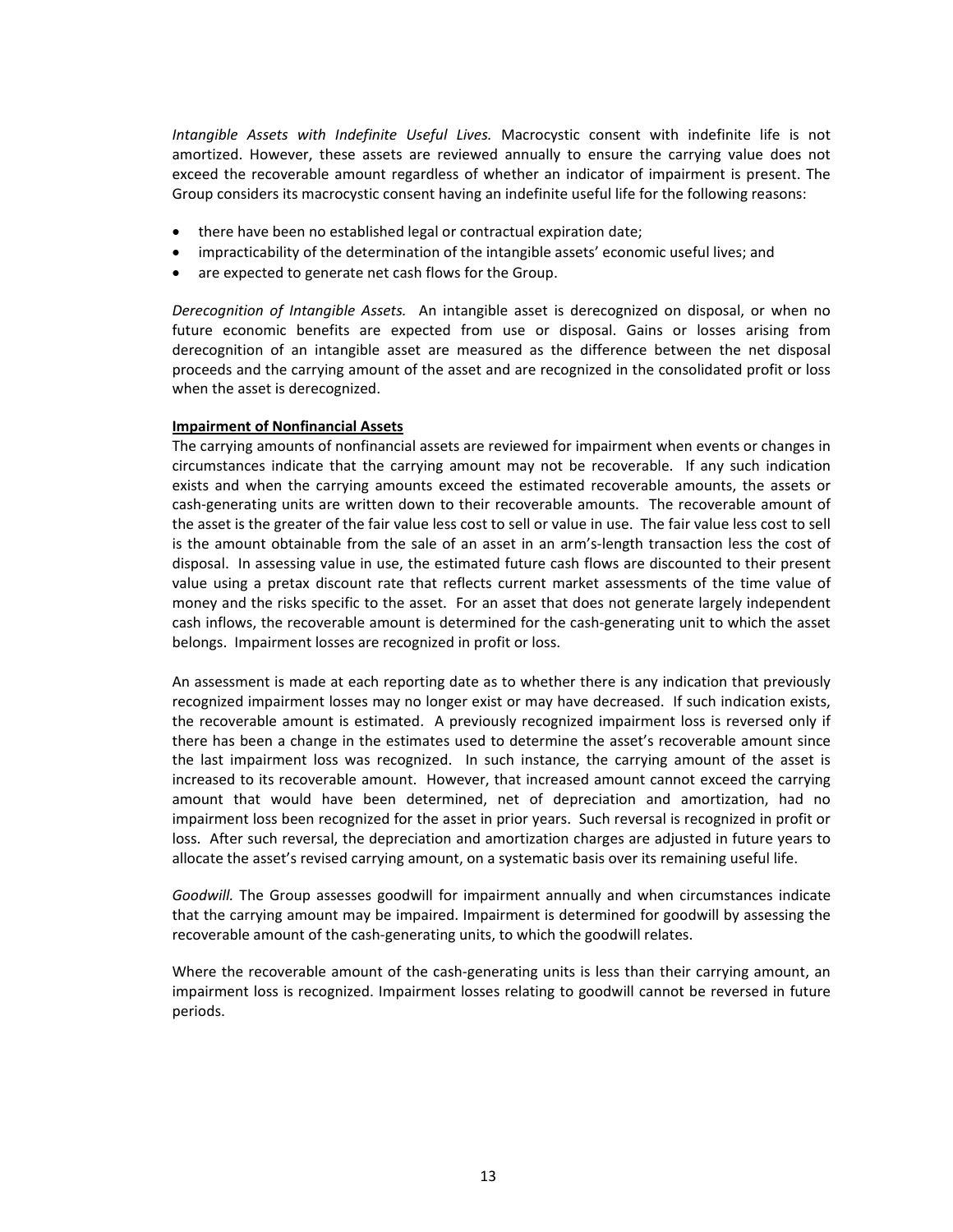*Intangible Assets with Indefinite Useful Lives.* Macrocystic consent with indefinite life is not amortized. However, these assets are reviewed annually to ensure the carrying value does not exceed the recoverable amount regardless of whether an indicator of impairment is present. The Group considers its macrocystic consent having an indefinite useful life for the following reasons:

- there have been no established legal or contractual expiration date;
- impracticability of the determination of the intangible assets' economic useful lives; and
- are expected to generate net cash flows for the Group.

*Derecognition of Intangible Assets.* An intangible asset is derecognized on disposal, or when no future economic benefits are expected from use or disposal. Gains or losses arising from derecognition of an intangible asset are measured as the difference between the net disposal proceeds and the carrying amount of the asset and are recognized in the consolidated profit or loss when the asset is derecognized.

**Impairment of Nonfinancial Assets**

The carrying amounts of nonfinancial assets are reviewed for impairment when events or changes in circumstances indicate that the carrying amount may not be recoverable. If any such indication exists and when the carrying amounts exceed the estimated recoverable amounts, the assets or cash-generating units are written down to their recoverable amounts. The recoverable amount of the asset is the greater of the fair value less cost to sell or value in use. The fair value less cost to sell is the amount obtainable from the sale of an asset in an arm's-length transaction less the cost of disposal. In assessing value in use, the estimated future cash flows are discounted to their present value using a pretax discount rate that reflects current market assessments of the time value of money and the risks specific to the asset. For an asset that does not generate largely independent cash inflows, the recoverable amount is determined for the cash-generating unit to which the asset belongs. Impairment losses are recognized in profit or loss.

An assessment is made at each reporting date as to whether there is any indication that previously recognized impairment losses may no longer exist or may have decreased. If such indication exists, the recoverable amount is estimated. A previously recognized impairment loss is reversed only if there has been a change in the estimates used to determine the asset's recoverable amount since the last impairment loss was recognized. In such instance, the carrying amount of the asset is increased to its recoverable amount. However, that increased amount cannot exceed the carrying amount that would have been determined, net of depreciation and amortization, had no impairment loss been recognized for the asset in prior years. Such reversal is recognized in profit or loss. After such reversal, the depreciation and amortization charges are adjusted in future years to allocate the asset's revised carrying amount, on a systematic basis over its remaining useful life.

*Goodwill.* The Group assesses goodwill for impairment annually and when circumstances indicate that the carrying amount may be impaired. Impairment is determined for goodwill by assessing the recoverable amount of the cash-generating units, to which the goodwill relates.

Where the recoverable amount of the cash-generating units is less than their carrying amount, an impairment loss is recognized. Impairment losses relating to goodwill cannot be reversed in future periods.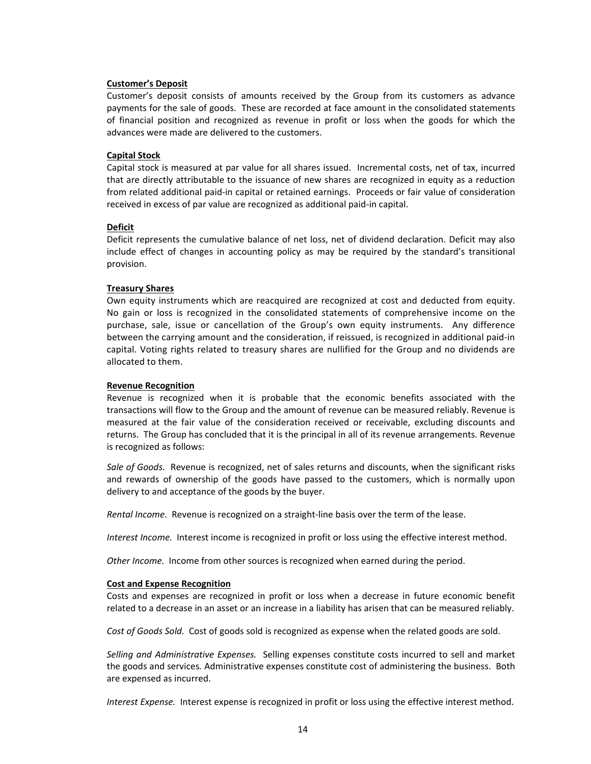### Customer's Deposit

Customer's deposit consists of amounts received by the Group from its customers as advance payments for the sale of goods. These are recorded at face amount in the consolidated statements of financial position and recognized as revenue in profit or loss when the goods for which the advances were made are delivered to the customers.

### Capital Stock

Capital stock is measured at par value for all shares issued. Incremental costs, net of tax, incurred that are directly attributable to the issuance of new shares are recognized in equity as a reduction from related additional paid-in capital or retained earnings. Proceeds or fair value of consideration received in excess of par value are recognized as additional paid-in capital.

### Deficit

Deficit represents the cumulative balance of net loss, net of dividend declaration. Deficit may also include effect of changes in accounting policy as may be required by the standard's transitional provision.

### Treasury Shares

Own equity instruments which are reacquired are recognized at cost and deducted from equity. No gain or loss is recognized in the consolidated statements of comprehensive income on the purchase, sale, issue or cancellation of the Group's own equity instruments. Any difference between the carrying amount and the consideration, if reissued, is recognized in additional paid-in capital. Voting rights related to treasury shares are nullified for the Group and no dividends are allocated to them.

### Revenue Recognition

Revenue is recognized when it is probable that the economic benefits associated with the transactions will flow to the Group and the amount of revenue can be measured reliably. Revenue is measured at the fair value of the consideration received or receivable, excluding discounts and returns. The Group has concluded that it is the principal in all of its revenue arrangements. Revenue is recognized as follows:

*Sale of Goods.* Revenue is recognized, net of sales returns and discounts, when the significant risks and rewards of ownership of the goods have passed to the customers, which is normally upon delivery to and acceptance of the goods by the buyer.

*Rental Income*. Revenue is recognized on a straight-line basis over the term of the lease.

*Interest Income.* Interest income is recognized in profit or loss using the effective interest method.

*Other Income.* Income from other sources is recognized when earned during the period.

### Cost and Expense Recognition

Costs and expenses are recognized in profit or loss when a decrease in future economic benefit related to a decrease in an asset or an increase in a liability has arisen that can be measured reliably.

*Cost of Goods Sold.* Cost of goods sold is recognized as expense when the related goods are sold.

*Selling and Administrative Expenses.* Selling expenses constitute costs incurred to sell and market the goods and services. Administrative expenses constitute cost of administering the business. Both are expensed as incurred.

*Interest Expense.* Interest expense is recognized in profit or loss using the effective interest method.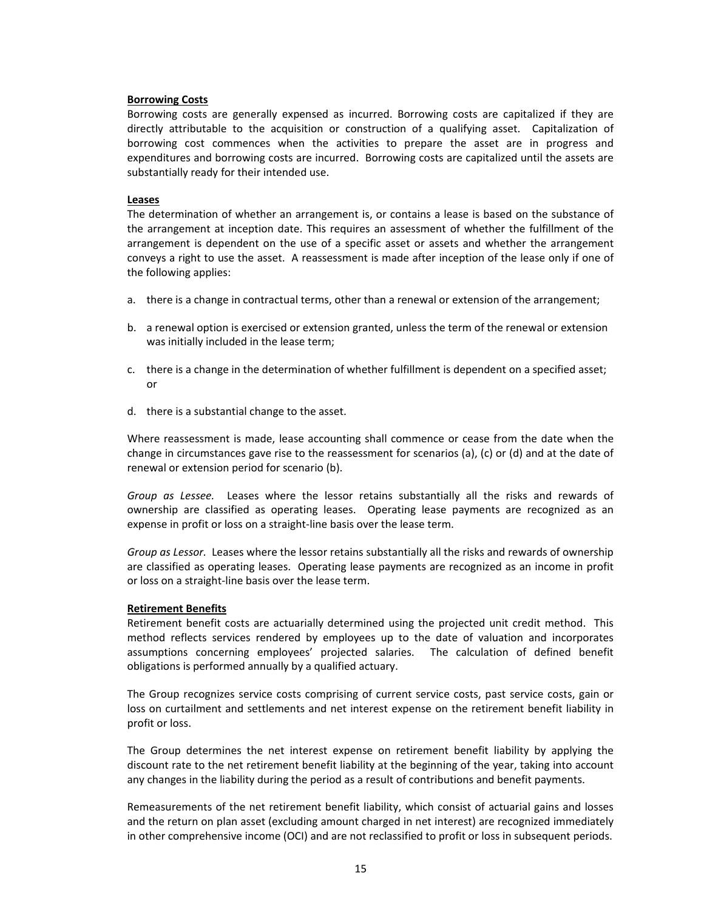**Borrowing Costs**

Borrowing costs are generally expensed as incurred. Borrowing costs are capitalized if they are directly attributable to the acquisition or construction of a qualifying asset. Capitalization of borrowing cost commences when the activities to prepare the asset are in progress and expenditures and borrowing costs are incurred. Borrowing costs are capitalized until the assets are substantially ready for their intended use.

**Leases**

The determination of whether an arrangement is, or contains a lease is based on the substance of the arrangement at inception date. This requires an assessment of whether the fulfillment of the arrangement is dependent on the use of a specific asset or assets and whether the arrangement conveys a right to use the asset. A reassessment is made after inception of the lease only if one of the following applies:

a. there is a change in contractual terms, other than a renewal or extension of the arrangement;

b. a renewal option is exercised or extension granted, unless the term of the renewal or extension was initially included in the lease term;

c. there is a change in the determination of whether fulfillment is dependent on a specified asset; or

d. there is a substantial change to the asset.

Where reassessment is made, lease accounting shall commence or cease from the date when the change in circumstances gave rise to the reassessment for scenarios (a), (c) or (d) and at the date of renewal or extension period for scenario (b).

*Group as Lessee.* Leases where the lessor retains substantially all the risks and rewards of ownership are classified as operating leases. Operating lease payments are recognized as an expense in profit or loss on a straight-line basis over the lease term.

*Group as Lessor*. Leases where the lessor retains substantially all the risks and rewards of ownership are classified as operating leases. Operating lease payments are recognized as an income in profit or loss on a straight-line basis over the lease term.

**Retirement Benefits**

Retirement benefit costs are actuarially determined using the projected unit credit method. This method reflects services rendered by employees up to the date of valuation and incorporates assumptions concerning employees' projected salaries. The calculation of defined benefit obligations is performed annually by a qualified actuary.

The Group recognizes service costs comprising of current service costs, past service costs, gain or loss on curtailment and settlements and net interest expense on the retirement benefit liability in profit or loss.

The Group determines the net interest expense on retirement benefit liability by applying the discount rate to the net retirement benefit liability at the beginning of the year, taking into account any changes in the liability during the period as a result of contributions and benefit payments.

Remeasurements of the net retirement benefit liability, which consist of actuarial gains and losses and the return on plan asset (excluding amount charged in net interest) are recognized immediately in other comprehensive income (OCI) and are not reclassified to profit or loss in subsequent periods.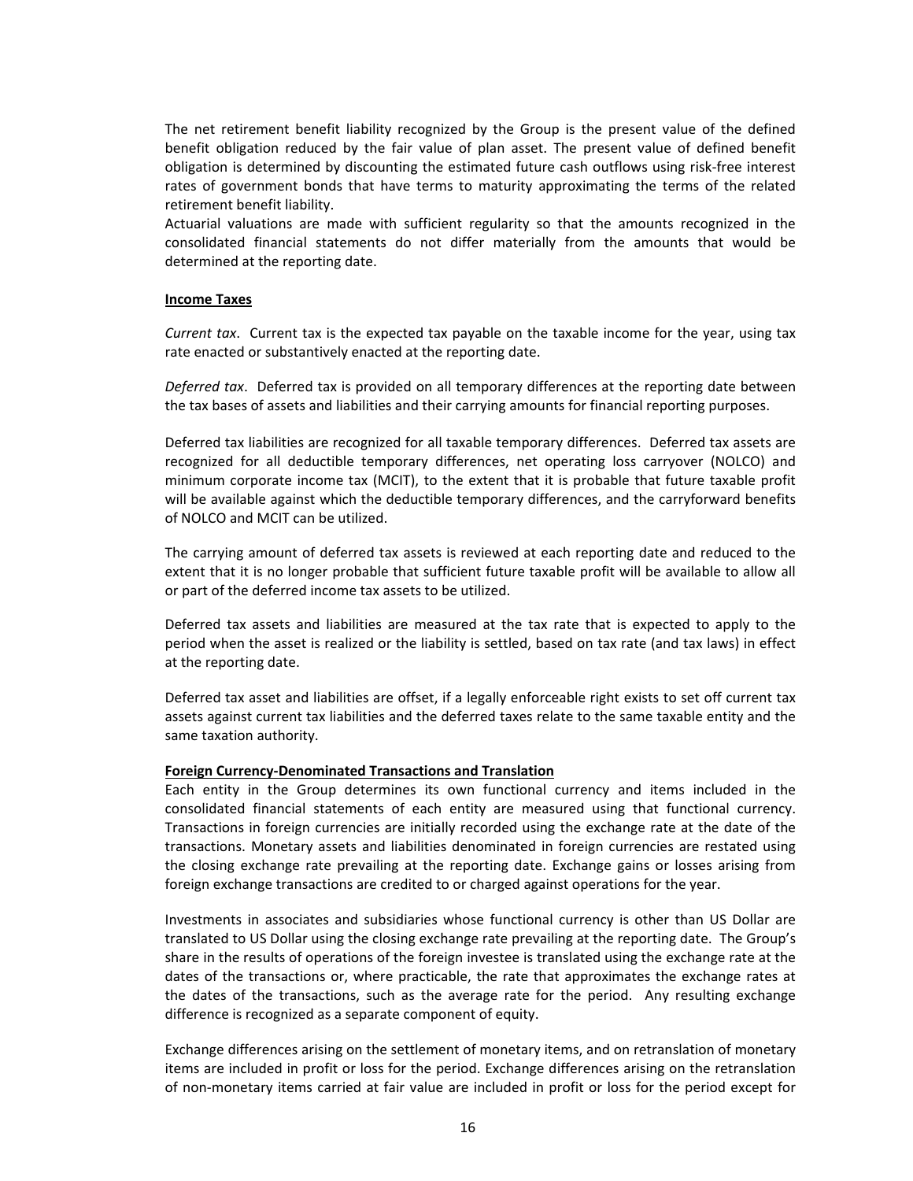The net retirement benefit liability recognized by the Group is the present value of the defined benefit obligation reduced by the fair value of plan asset. The present value of defined benefit obligation is determined by discounting the estimated future cash outflows using risk-free interest rates of government bonds that have terms to maturity approximating the terms of the related retirement benefit liability.
Actuarial valuations are made with sufficient regularity so that the amounts recognized in the consolidated financial statements do not differ materially from the amounts that would be determined at the reporting date.

**Income Taxes**

*Current tax*. Current tax is the expected tax payable on the taxable income for the year, using tax rate enacted or substantively enacted at the reporting date.

*Deferred tax*. Deferred tax is provided on all temporary differences at the reporting date between the tax bases of assets and liabilities and their carrying amounts for financial reporting purposes.

Deferred tax liabilities are recognized for all taxable temporary differences. Deferred tax assets are recognized for all deductible temporary differences, net operating loss carryover (NOLCO) and minimum corporate income tax (MCIT), to the extent that it is probable that future taxable profit will be available against which the deductible temporary differences, and the carryforward benefits of NOLCO and MCIT can be utilized.

The carrying amount of deferred tax assets is reviewed at each reporting date and reduced to the extent that it is no longer probable that sufficient future taxable profit will be available to allow all or part of the deferred income tax assets to be utilized.

Deferred tax assets and liabilities are measured at the tax rate that is expected to apply to the period when the asset is realized or the liability is settled, based on tax rate (and tax laws) in effect at the reporting date.

Deferred tax asset and liabilities are offset, if a legally enforceable right exists to set off current tax assets against current tax liabilities and the deferred taxes relate to the same taxable entity and the same taxation authority.

**Foreign Currency-Denominated Transactions and Translation**

Each entity in the Group determines its own functional currency and items included in the consolidated financial statements of each entity are measured using that functional currency. Transactions in foreign currencies are initially recorded using the exchange rate at the date of the transactions. Monetary assets and liabilities denominated in foreign currencies are restated using the closing exchange rate prevailing at the reporting date. Exchange gains or losses arising from foreign exchange transactions are credited to or charged against operations for the year.

Investments in associates and subsidiaries whose functional currency is other than US Dollar are translated to US Dollar using the closing exchange rate prevailing at the reporting date. The Group's share in the results of operations of the foreign investee is translated using the exchange rate at the dates of the transactions or, where practicable, the rate that approximates the exchange rates at the dates of the transactions, such as the average rate for the period. Any resulting exchange difference is recognized as a separate component of equity.

Exchange differences arising on the settlement of monetary items, and on retranslation of monetary items are included in profit or loss for the period. Exchange differences arising on the retranslation of non-monetary items carried at fair value are included in profit or loss for the period except for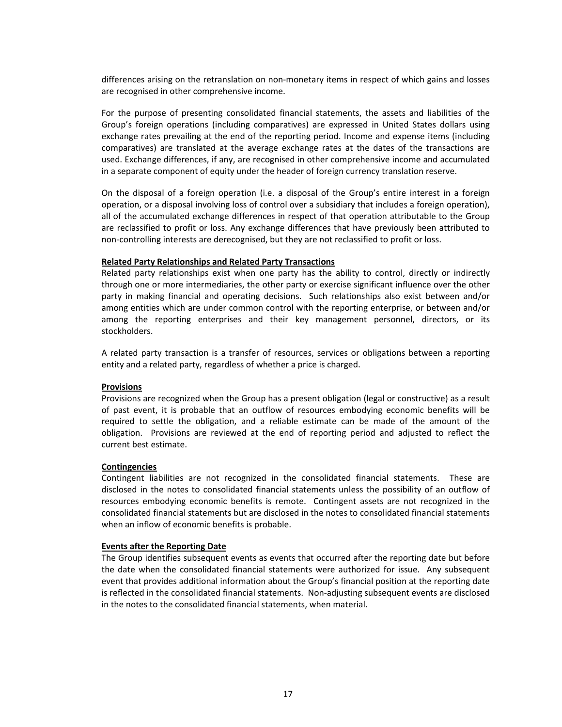differences arising on the retranslation on non-monetary items in respect of which gains and losses are recognised in other comprehensive income.

For the purpose of presenting consolidated financial statements, the assets and liabilities of the Group's foreign operations (including comparatives) are expressed in United States dollars using exchange rates prevailing at the end of the reporting period. Income and expense items (including comparatives) are translated at the average exchange rates at the dates of the transactions are used. Exchange differences, if any, are recognised in other comprehensive income and accumulated in a separate component of equity under the header of foreign currency translation reserve.

On the disposal of a foreign operation (i.e. a disposal of the Group's entire interest in a foreign operation, or a disposal involving loss of control over a subsidiary that includes a foreign operation), all of the accumulated exchange differences in respect of that operation attributable to the Group are reclassified to profit or loss. Any exchange differences that have previously been attributed to non-controlling interests are derecognised, but they are not reclassified to profit or loss.

**Related Party Relationships and Related Party Transactions**

Related party relationships exist when one party has the ability to control, directly or indirectly through one or more intermediaries, the other party or exercise significant influence over the other party in making financial and operating decisions. Such relationships also exist between and/or among entities which are under common control with the reporting enterprise, or between and/or among the reporting enterprises and their key management personnel, directors, or its stockholders.

A related party transaction is a transfer of resources, services or obligations between a reporting entity and a related party, regardless of whether a price is charged.

**Provisions**

Provisions are recognized when the Group has a present obligation (legal or constructive) as a result of past event, it is probable that an outflow of resources embodying economic benefits will be required to settle the obligation, and a reliable estimate can be made of the amount of the obligation. Provisions are reviewed at the end of reporting period and adjusted to reflect the current best estimate.

**Contingencies**

Contingent liabilities are not recognized in the consolidated financial statements. These are disclosed in the notes to consolidated financial statements unless the possibility of an outflow of resources embodying economic benefits is remote. Contingent assets are not recognized in the consolidated financial statements but are disclosed in the notes to consolidated financial statements when an inflow of economic benefits is probable.

**Events after the Reporting Date**

The Group identifies subsequent events as events that occurred after the reporting date but before the date when the consolidated financial statements were authorized for issue. Any subsequent event that provides additional information about the Group's financial position at the reporting date is reflected in the consolidated financial statements. Non-adjusting subsequent events are disclosed in the notes to the consolidated financial statements, when material.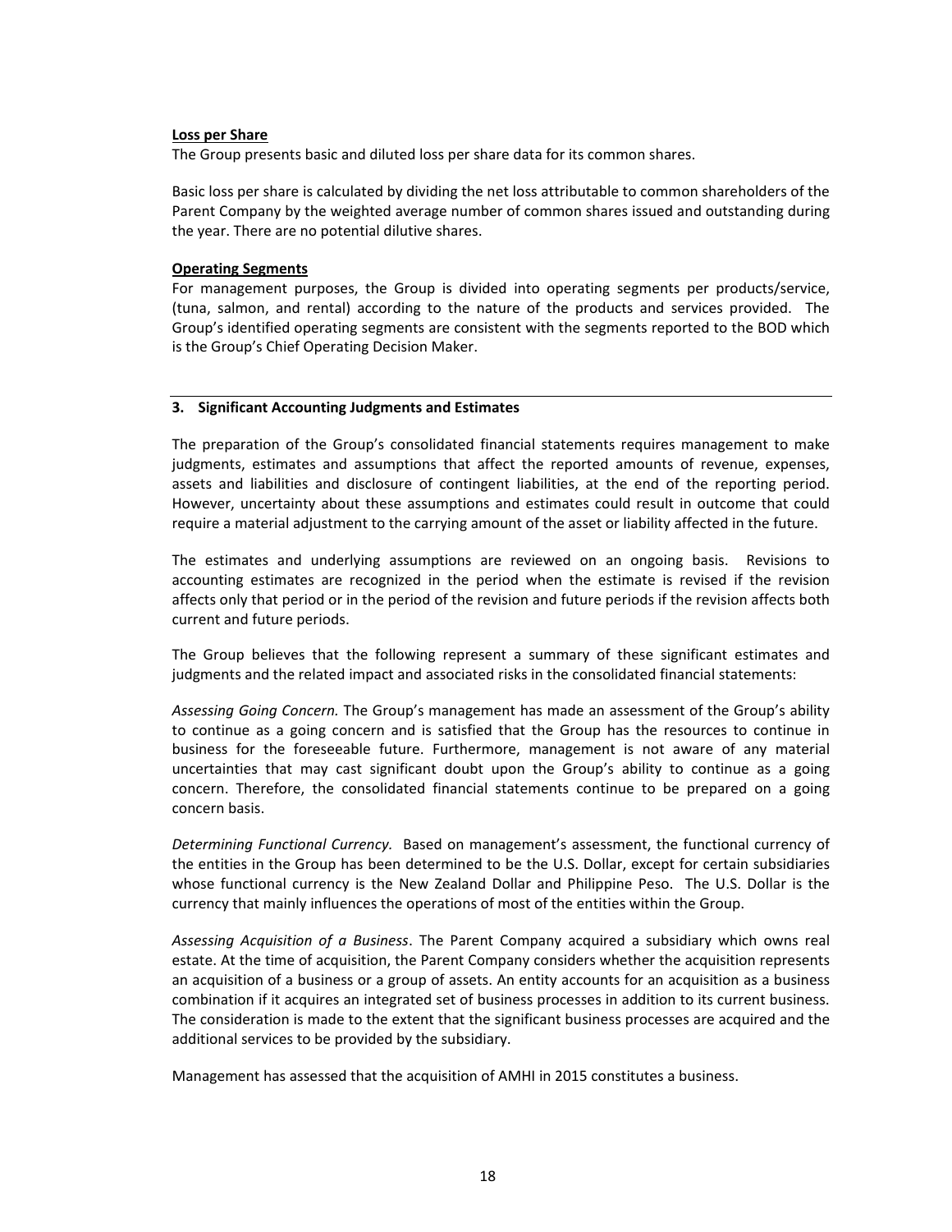**Loss per Share**

The Group presents basic and diluted loss per share data for its common shares.

Basic loss per share is calculated by dividing the net loss attributable to common shareholders of the Parent Company by the weighted average number of common shares issued and outstanding during the year. There are no potential dilutive shares.

**Operating Segments**

For management purposes, the Group is divided into operating segments per products/service, (tuna, salmon, and rental) according to the nature of the products and services provided. The Group's identified operating segments are consistent with the segments reported to the BOD which is the Group's Chief Operating Decision Maker.

## 3. Significant Accounting Judgments and Estimates

The preparation of the Group's consolidated financial statements requires management to make judgments, estimates and assumptions that affect the reported amounts of revenue, expenses, assets and liabilities and disclosure of contingent liabilities, at the end of the reporting period. However, uncertainty about these assumptions and estimates could result in outcome that could require a material adjustment to the carrying amount of the asset or liability affected in the future.

The estimates and underlying assumptions are reviewed on an ongoing basis. Revisions to accounting estimates are recognized in the period when the estimate is revised if the revision affects only that period or in the period of the revision and future periods if the revision affects both current and future periods.

The Group believes that the following represent a summary of these significant estimates and judgments and the related impact and associated risks in the consolidated financial statements:

*Assessing Going Concern.* The Group's management has made an assessment of the Group's ability to continue as a going concern and is satisfied that the Group has the resources to continue in business for the foreseeable future. Furthermore, management is not aware of any material uncertainties that may cast significant doubt upon the Group's ability to continue as a going concern. Therefore, the consolidated financial statements continue to be prepared on a going concern basis.

*Determining Functional Currency.* Based on management's assessment, the functional currency of the entities in the Group has been determined to be the U.S. Dollar, except for certain subsidiaries whose functional currency is the New Zealand Dollar and Philippine Peso. The U.S. Dollar is the currency that mainly influences the operations of most of the entities within the Group.

*Assessing Acquisition of a Business*. The Parent Company acquired a subsidiary which owns real estate. At the time of acquisition, the Parent Company considers whether the acquisition represents an acquisition of a business or a group of assets. An entity accounts for an acquisition as a business combination if it acquires an integrated set of business processes in addition to its current business. The consideration is made to the extent that the significant business processes are acquired and the additional services to be provided by the subsidiary.

Management has assessed that the acquisition of AMHI in 2015 constitutes a business.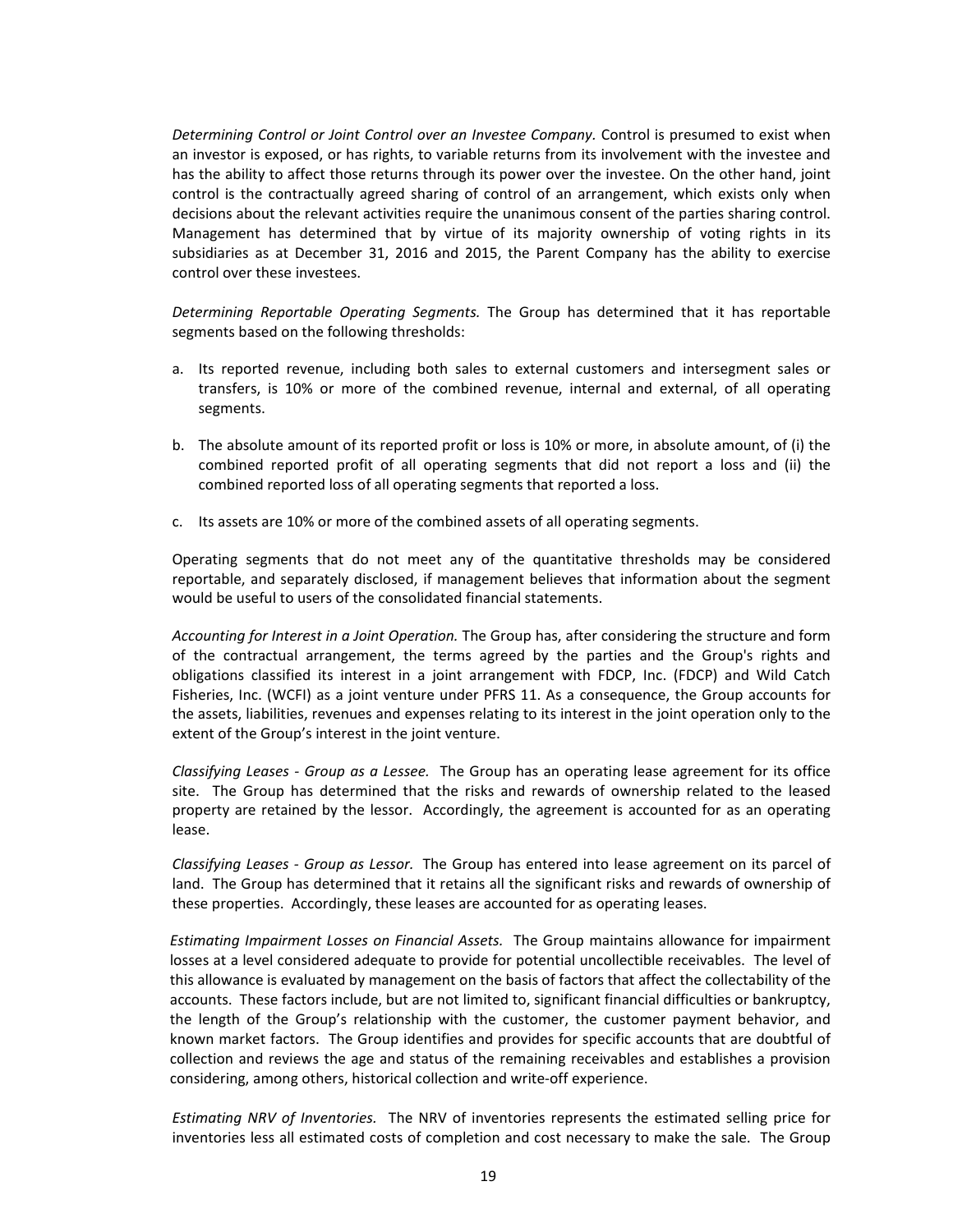*Determining Control or Joint Control over an Investee Company.* Control is presumed to exist when an investor is exposed, or has rights, to variable returns from its involvement with the investee and has the ability to affect those returns through its power over the investee. On the other hand, joint control is the contractually agreed sharing of control of an arrangement, which exists only when decisions about the relevant activities require the unanimous consent of the parties sharing control. Management has determined that by virtue of its majority ownership of voting rights in its subsidiaries as at December 31, 2016 and 2015, the Parent Company has the ability to exercise control over these investees.

*Determining Reportable Operating Segments.* The Group has determined that it has reportable segments based on the following thresholds:

a. Its reported revenue, including both sales to external customers and intersegment sales or transfers, is 10% or more of the combined revenue, internal and external, of all operating segments.

b. The absolute amount of its reported profit or loss is 10% or more, in absolute amount, of (i) the combined reported profit of all operating segments that did not report a loss and (ii) the combined reported loss of all operating segments that reported a loss.

c. Its assets are 10% or more of the combined assets of all operating segments.

Operating segments that do not meet any of the quantitative thresholds may be considered reportable, and separately disclosed, if management believes that information about the segment would be useful to users of the consolidated financial statements.

*Accounting for Interest in a Joint Operation.* The Group has, after considering the structure and form of the contractual arrangement, the terms agreed by the parties and the Group's rights and obligations classified its interest in a joint arrangement with FDCP, Inc. (FDCP) and Wild Catch Fisheries, Inc. (WCFI) as a joint venture under PFRS 11. As a consequence, the Group accounts for the assets, liabilities, revenues and expenses relating to its interest in the joint operation only to the extent of the Group's interest in the joint venture.

*Classifying Leases - Group as a Lessee.* The Group has an operating lease agreement for its office site. The Group has determined that the risks and rewards of ownership related to the leased property are retained by the lessor. Accordingly, the agreement is accounted for as an operating lease.

*Classifying Leases - Group as Lessor.* The Group has entered into lease agreement on its parcel of land. The Group has determined that it retains all the significant risks and rewards of ownership of these properties. Accordingly, these leases are accounted for as operating leases.

*Estimating Impairment Losses on Financial Assets.* The Group maintains allowance for impairment losses at a level considered adequate to provide for potential uncollectible receivables. The level of this allowance is evaluated by management on the basis of factors that affect the collectability of the accounts. These factors include, but are not limited to, significant financial difficulties or bankruptcy, the length of the Group's relationship with the customer, the customer payment behavior, and known market factors. The Group identifies and provides for specific accounts that are doubtful of collection and reviews the age and status of the remaining receivables and establishes a provision considering, among others, historical collection and write-off experience.

*Estimating NRV of Inventories.* The NRV of inventories represents the estimated selling price for inventories less all estimated costs of completion and cost necessary to make the sale. The Group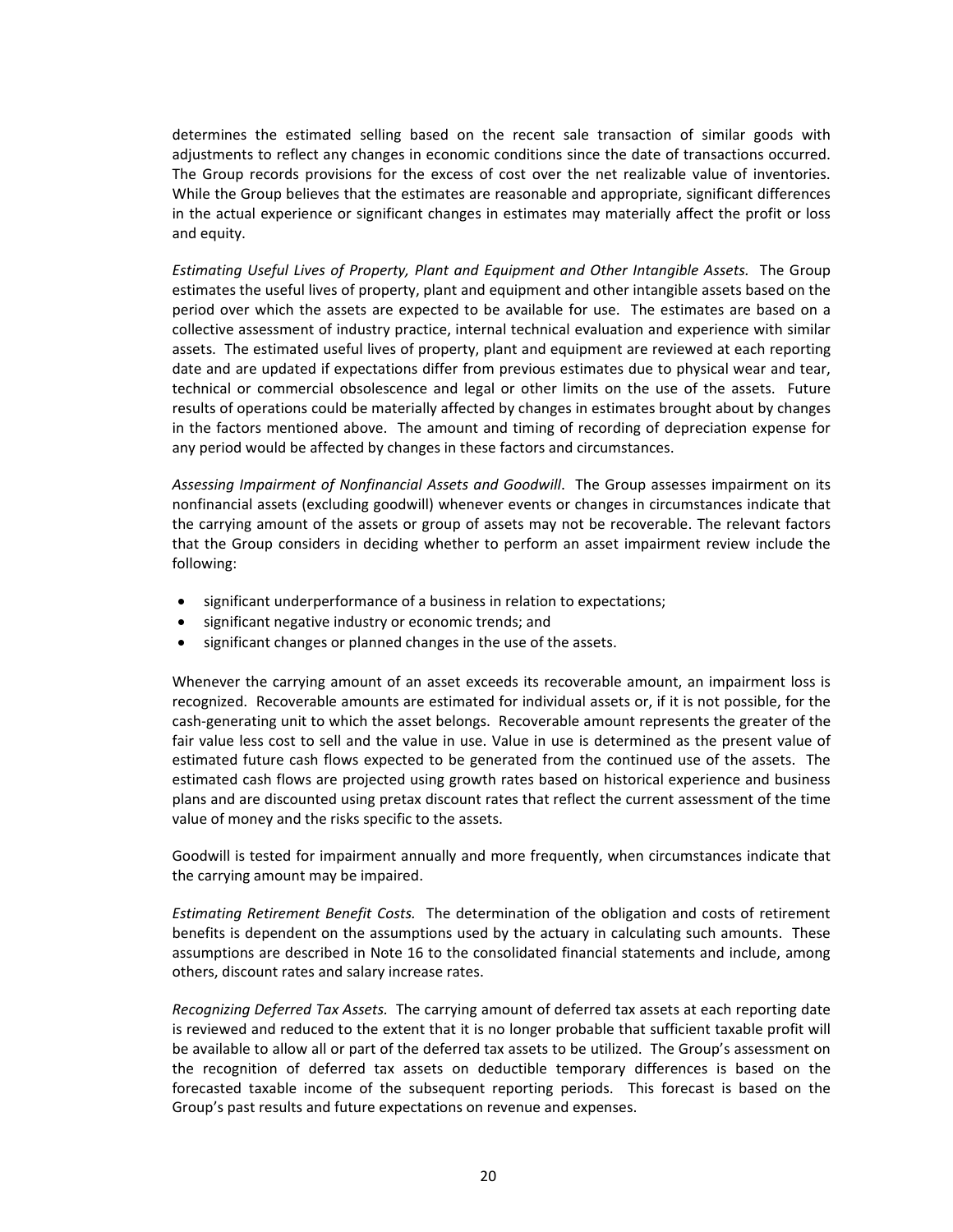determines the estimated selling based on the recent sale transaction of similar goods with adjustments to reflect any changes in economic conditions since the date of transactions occurred. The Group records provisions for the excess of cost over the net realizable value of inventories. While the Group believes that the estimates are reasonable and appropriate, significant differences in the actual experience or significant changes in estimates may materially affect the profit or loss and equity.

*Estimating Useful Lives of Property, Plant and Equipment and Other Intangible Assets.* The Group estimates the useful lives of property, plant and equipment and other intangible assets based on the period over which the assets are expected to be available for use. The estimates are based on a collective assessment of industry practice, internal technical evaluation and experience with similar assets. The estimated useful lives of property, plant and equipment are reviewed at each reporting date and are updated if expectations differ from previous estimates due to physical wear and tear, technical or commercial obsolescence and legal or other limits on the use of the assets. Future results of operations could be materially affected by changes in estimates brought about by changes in the factors mentioned above. The amount and timing of recording of depreciation expense for any period would be affected by changes in these factors and circumstances.

*Assessing Impairment of Nonfinancial Assets and Goodwill*. The Group assesses impairment on its nonfinancial assets (excluding goodwill) whenever events or changes in circumstances indicate that the carrying amount of the assets or group of assets may not be recoverable. The relevant factors that the Group considers in deciding whether to perform an asset impairment review include the following:

- significant underperformance of a business in relation to expectations;
- significant negative industry or economic trends; and
- significant changes or planned changes in the use of the assets.

Whenever the carrying amount of an asset exceeds its recoverable amount, an impairment loss is recognized. Recoverable amounts are estimated for individual assets or, if it is not possible, for the cash-generating unit to which the asset belongs. Recoverable amount represents the greater of the fair value less cost to sell and the value in use. Value in use is determined as the present value of estimated future cash flows expected to be generated from the continued use of the assets. The estimated cash flows are projected using growth rates based on historical experience and business plans and are discounted using pretax discount rates that reflect the current assessment of the time value of money and the risks specific to the assets.

Goodwill is tested for impairment annually and more frequently, when circumstances indicate that the carrying amount may be impaired.

*Estimating Retirement Benefit Costs.* The determination of the obligation and costs of retirement benefits is dependent on the assumptions used by the actuary in calculating such amounts. These assumptions are described in Note 16 to the consolidated financial statements and include, among others, discount rates and salary increase rates.

*Recognizing Deferred Tax Assets.* The carrying amount of deferred tax assets at each reporting date is reviewed and reduced to the extent that it is no longer probable that sufficient taxable profit will be available to allow all or part of the deferred tax assets to be utilized. The Group's assessment on the recognition of deferred tax assets on deductible temporary differences is based on the forecasted taxable income of the subsequent reporting periods. This forecast is based on the Group's past results and future expectations on revenue and expenses.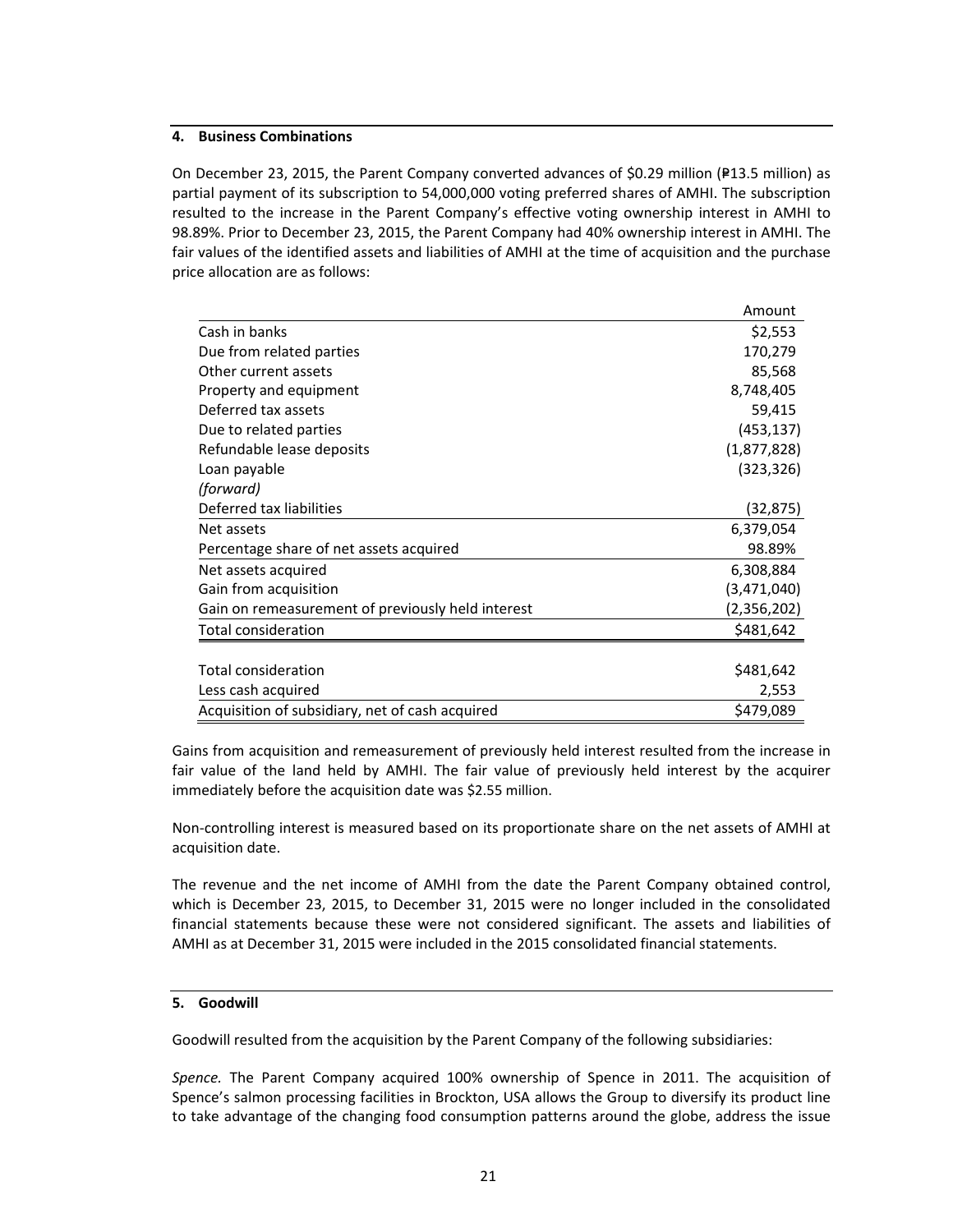## 4. Business Combinations

On December 23, 2015, the Parent Company converted advances of $0.29 million (₱13.5 million) as partial payment of its subscription to 54,000,000 voting preferred shares of AMHI. The subscription resulted to the increase in the Parent Company's effective voting ownership interest in AMHI to 98.89%. Prior to December 23, 2015, the Parent Company had 40% ownership interest in AMHI. The fair values of the identified assets and liabilities of AMHI at the time of acquisition and the purchase price allocation are as follows:

| | Amount |
|---|---|
| Cash in banks | $2,553 |
| Due from related parties | 170,279 |
| Other current assets | 85,568 |
| Property and equipment | 8,748,405 |
| Deferred tax assets | 59,415 |
| Due to related parties | (453,137) |
| Refundable lease deposits | (1,877,828) |
| Loan payable | (323,326) |
| *(forward)* | |
| Deferred tax liabilities | (32,875) |
| Net assets | 6,379,054 |
| Percentage share of net assets acquired | 98.89% |
| Net assets acquired | 6,308,884 |
| Gain from acquisition | (3,471,040) |
| Gain on remeasurement of previously held interest | (2,356,202) |
| Total consideration | $481,642 |
| | |
| Total consideration | $481,642 |
| Less cash acquired | 2,553 |
| Acquisition of subsidiary, net of cash acquired | $479,089 |

Gains from acquisition and remeasurement of previously held interest resulted from the increase in fair value of the land held by AMHI. The fair value of previously held interest by the acquirer immediately before the acquisition date was $2.55 million.

Non-controlling interest is measured based on its proportionate share on the net assets of AMHI at acquisition date.

The revenue and the net income of AMHI from the date the Parent Company obtained control, which is December 23, 2015, to December 31, 2015 were no longer included in the consolidated financial statements because these were not considered significant. The assets and liabilities of AMHI as at December 31, 2015 were included in the 2015 consolidated financial statements.

## 5. Goodwill

Goodwill resulted from the acquisition by the Parent Company of the following subsidiaries:

*Spence.* The Parent Company acquired 100% ownership of Spence in 2011. The acquisition of Spence's salmon processing facilities in Brockton, USA allows the Group to diversify its product line to take advantage of the changing food consumption patterns around the globe, address the issue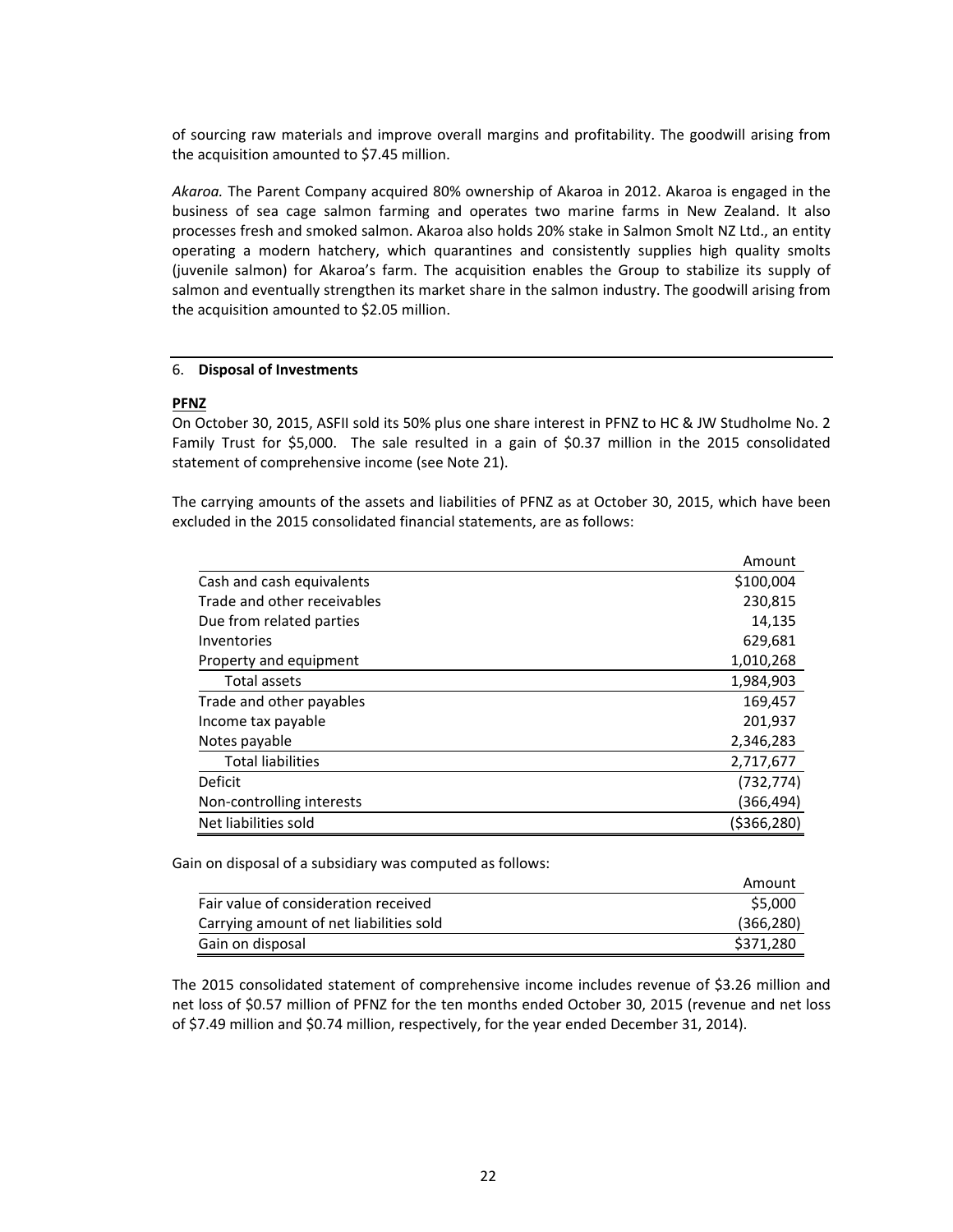of sourcing raw materials and improve overall margins and profitability. The goodwill arising from the acquisition amounted to $7.45 million.

*Akaroa.* The Parent Company acquired 80% ownership of Akaroa in 2012. Akaroa is engaged in the business of sea cage salmon farming and operates two marine farms in New Zealand. It also processes fresh and smoked salmon. Akaroa also holds 20% stake in Salmon Smolt NZ Ltd., an entity operating a modern hatchery, which quarantines and consistently supplies high quality smolts (juvenile salmon) for Akaroa's farm. The acquisition enables the Group to stabilize its supply of salmon and eventually strengthen its market share in the salmon industry. The goodwill arising from the acquisition amounted to $2.05 million.

## 6. **Disposal of Investments**

**PFNZ**

On October 30, 2015, ASFII sold its 50% plus one share interest in PFNZ to HC & JW Studholme No. 2 Family Trust for $5,000. The sale resulted in a gain of $0.37 million in the 2015 consolidated statement of comprehensive income (see Note 21).

The carrying amounts of the assets and liabilities of PFNZ as at October 30, 2015, which have been excluded in the 2015 consolidated financial statements, are as follows:

| | Amount |
|---|---|
| Cash and cash equivalents | $100,004 |
| Trade and other receivables | 230,815 |
| Due from related parties | 14,135 |
| Inventories | 629,681 |
| Property and equipment | 1,010,268 |
| Total assets | 1,984,903 |
| Trade and other payables | 169,457 |
| Income tax payable | 201,937 |
| Notes payable | 2,346,283 |
| Total liabilities | 2,717,677 |
| Deficit | (732,774) |
| Non-controlling interests | (366,494) |
| Net liabilities sold | ($366,280) |

Gain on disposal of a subsidiary was computed as follows:

| | Amount |
|---|---|
| Fair value of consideration received | $5,000 |
| Carrying amount of net liabilities sold | (366,280) |
| Gain on disposal | $371,280 |

The 2015 consolidated statement of comprehensive income includes revenue of $3.26 million and net loss of $0.57 million of PFNZ for the ten months ended October 30, 2015 (revenue and net loss of $7.49 million and $0.74 million, respectively, for the year ended December 31, 2014).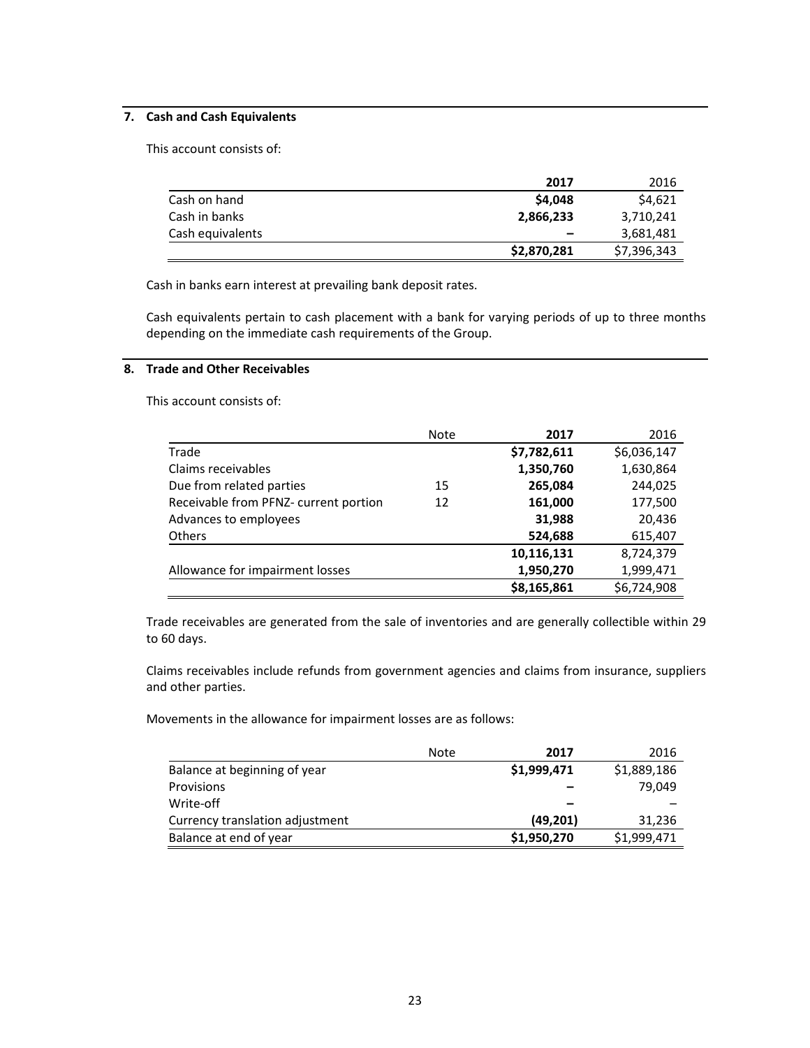## 7. Cash and Cash Equivalents

This account consists of:

| | **2017** | 2016 |
|---|---|---|
| Cash on hand | **$4,048** | $4,621 |
| Cash in banks | **2,866,233** | 3,710,241 |
| Cash equivalents | **–** | 3,681,481 |
| | **$2,870,281** | $7,396,343 |

Cash in banks earn interest at prevailing bank deposit rates.

Cash equivalents pertain to cash placement with a bank for varying periods of up to three months depending on the immediate cash requirements of the Group.

## 8. Trade and Other Receivables

This account consists of:

| | Note | **2017** | 2016 |
|---|---|---|---|
| Trade | | **$7,782,611** | $6,036,147 |
| Claims receivables | | **1,350,760** | 1,630,864 |
| Due from related parties | 15 | **265,084** | 244,025 |
| Receivable from PFNZ- current portion | 12 | **161,000** | 177,500 |
| Advances to employees | | **31,988** | 20,436 |
| Others | | **524,688** | 615,407 |
| | | **10,116,131** | 8,724,379 |
| Allowance for impairment losses | | **1,950,270** | 1,999,471 |
| | | **$8,165,861** | $6,724,908 |

Trade receivables are generated from the sale of inventories and are generally collectible within 29 to 60 days.

Claims receivables include refunds from government agencies and claims from insurance, suppliers and other parties.

Movements in the allowance for impairment losses are as follows:

| | Note | **2017** | 2016 |
|---|---|---|---|
| Balance at beginning of year | | **$1,999,471** | $1,889,186 |
| Provisions | | **–** | 79,049 |
| Write-off | | **–** | – |
| Currency translation adjustment | | **(49,201)** | 31,236 |
| Balance at end of year | | **$1,950,270** | $1,999,471 |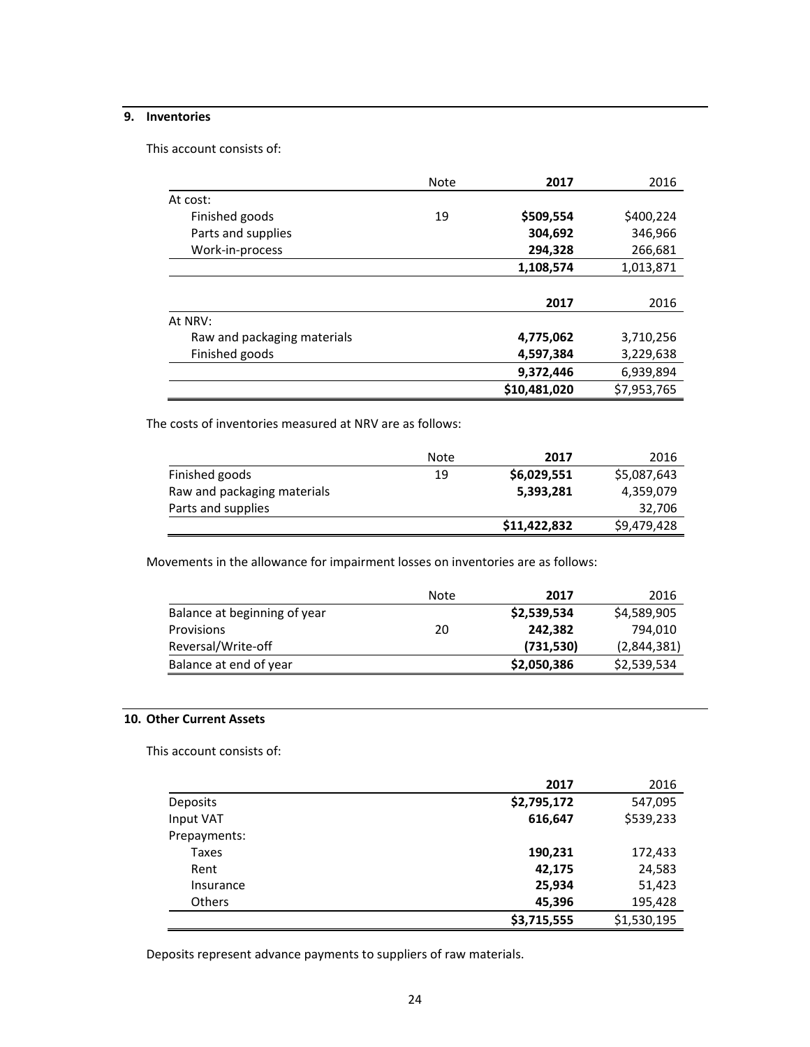## 9. Inventories

This account consists of:

| | Note | 2017 | 2016 |
|---|---|---|---|
| At cost: | | | |
| Finished goods | 19 | **\$509,554** | \$400,224 |
| Parts and supplies | | **304,692** | 346,966 |
| Work-in-process | | **294,328** | 266,681 |
| | | **1,108,574** | 1,013,871 |

| | 2017 | 2016 |
|---|---|---|
| At NRV: | | |
| Raw and packaging materials | **4,775,062** | 3,710,256 |
| Finished goods | **4,597,384** | 3,229,638 |
| | **9,372,446** | 6,939,894 |
| | **\$10,481,020** | \$7,953,765 |

The costs of inventories measured at NRV are as follows:

| | Note | 2017 | 2016 |
|---|---|---|---|
| Finished goods | 19 | **\$6,029,551** | \$5,087,643 |
| Raw and packaging materials | | **5,393,281** | 4,359,079 |
| Parts and supplies | | | 32,706 |
| | | **\$11,422,832** | \$9,479,428 |

Movements in the allowance for impairment losses on inventories are as follows:

| | Note | 2017 | 2016 |
|---|---|---|---|
| Balance at beginning of year | | **\$2,539,534** | \$4,589,905 |
| Provisions | 20 | **242,382** | 794,010 |
| Reversal/Write-off | | **(731,530)** | (2,844,381) |
| Balance at end of year | | **\$2,050,386** | \$2,539,534 |

## 10. Other Current Assets

This account consists of:

| | 2017 | 2016 |
|---|---|---|
| Deposits | **\$2,795,172** | 547,095 |
| Input VAT | **616,647** | \$539,233 |
| Prepayments: | | |
| Taxes | **190,231** | 172,433 |
| Rent | **42,175** | 24,583 |
| Insurance | **25,934** | 51,423 |
| Others | **45,396** | 195,428 |
| | **\$3,715,555** | \$1,530,195 |

Deposits represent advance payments to suppliers of raw materials.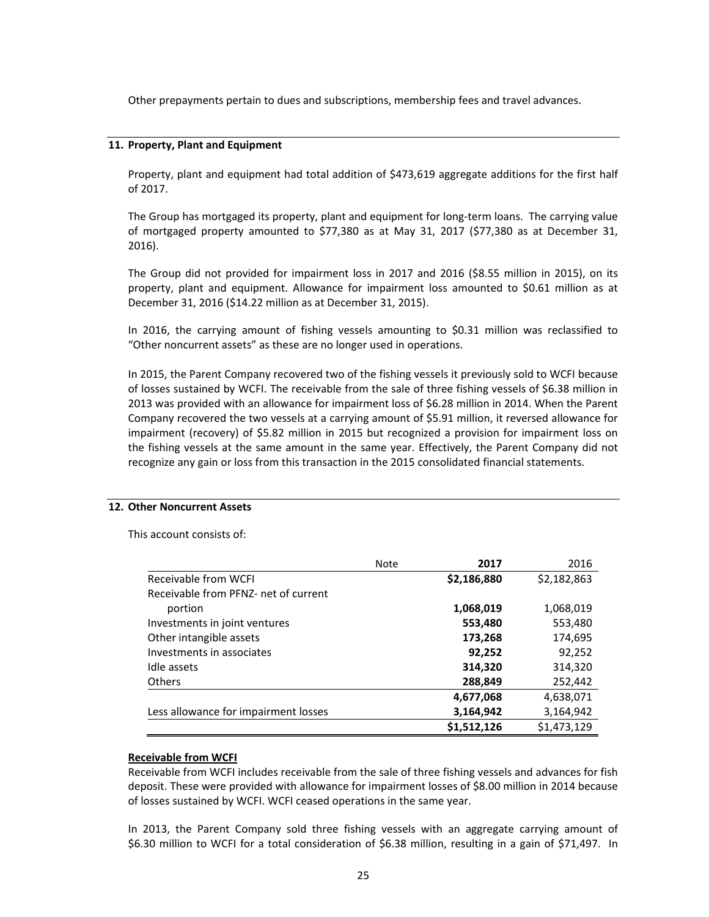Other prepayments pertain to dues and subscriptions, membership fees and travel advances.

## 11. Property, Plant and Equipment

Property, plant and equipment had total addition of $473,619 aggregate additions for the first half of 2017.

The Group has mortgaged its property, plant and equipment for long-term loans. The carrying value of mortgaged property amounted to $77,380 as at May 31, 2017 ($77,380 as at December 31, 2016).

The Group did not provided for impairment loss in 2017 and 2016 ($8.55 million in 2015), on its property, plant and equipment. Allowance for impairment loss amounted to $0.61 million as at December 31, 2016 ($14.22 million as at December 31, 2015).

In 2016, the carrying amount of fishing vessels amounting to $0.31 million was reclassified to "Other noncurrent assets" as these are no longer used in operations.

In 2015, the Parent Company recovered two of the fishing vessels it previously sold to WCFI because of losses sustained by WCFI. The receivable from the sale of three fishing vessels of $6.38 million in 2013 was provided with an allowance for impairment loss of $6.28 million in 2014. When the Parent Company recovered the two vessels at a carrying amount of $5.91 million, it reversed allowance for impairment (recovery) of $5.82 million in 2015 but recognized a provision for impairment loss on the fishing vessels at the same amount in the same year. Effectively, the Parent Company did not recognize any gain or loss from this transaction in the 2015 consolidated financial statements.

## 12. Other Noncurrent Assets

This account consists of:

| | Note | **2017** | 2016 |
|---|---|---|---|
| Receivable from WCFI | | **$2,186,880** | $2,182,863 |
| Receivable from PFNZ- net of current portion | | **1,068,019** | 1,068,019 |
| Investments in joint ventures | | **553,480** | 553,480 |
| Other intangible assets | | **173,268** | 174,695 |
| Investments in associates | | **92,252** | 92,252 |
| Idle assets | | **314,320** | 314,320 |
| Others | | **288,849** | 252,442 |
| | | **4,677,068** | 4,638,071 |
| Less allowance for impairment losses | | **3,164,942** | 3,164,942 |
| | | **$1,512,126** | $1,473,129 |

**Receivable from WCFI**

Receivable from WCFI includes receivable from the sale of three fishing vessels and advances for fish deposit. These were provided with allowance for impairment losses of $8.00 million in 2014 because of losses sustained by WCFI. WCFI ceased operations in the same year.

In 2013, the Parent Company sold three fishing vessels with an aggregate carrying amount of $6.30 million to WCFI for a total consideration of $6.38 million, resulting in a gain of $71,497. In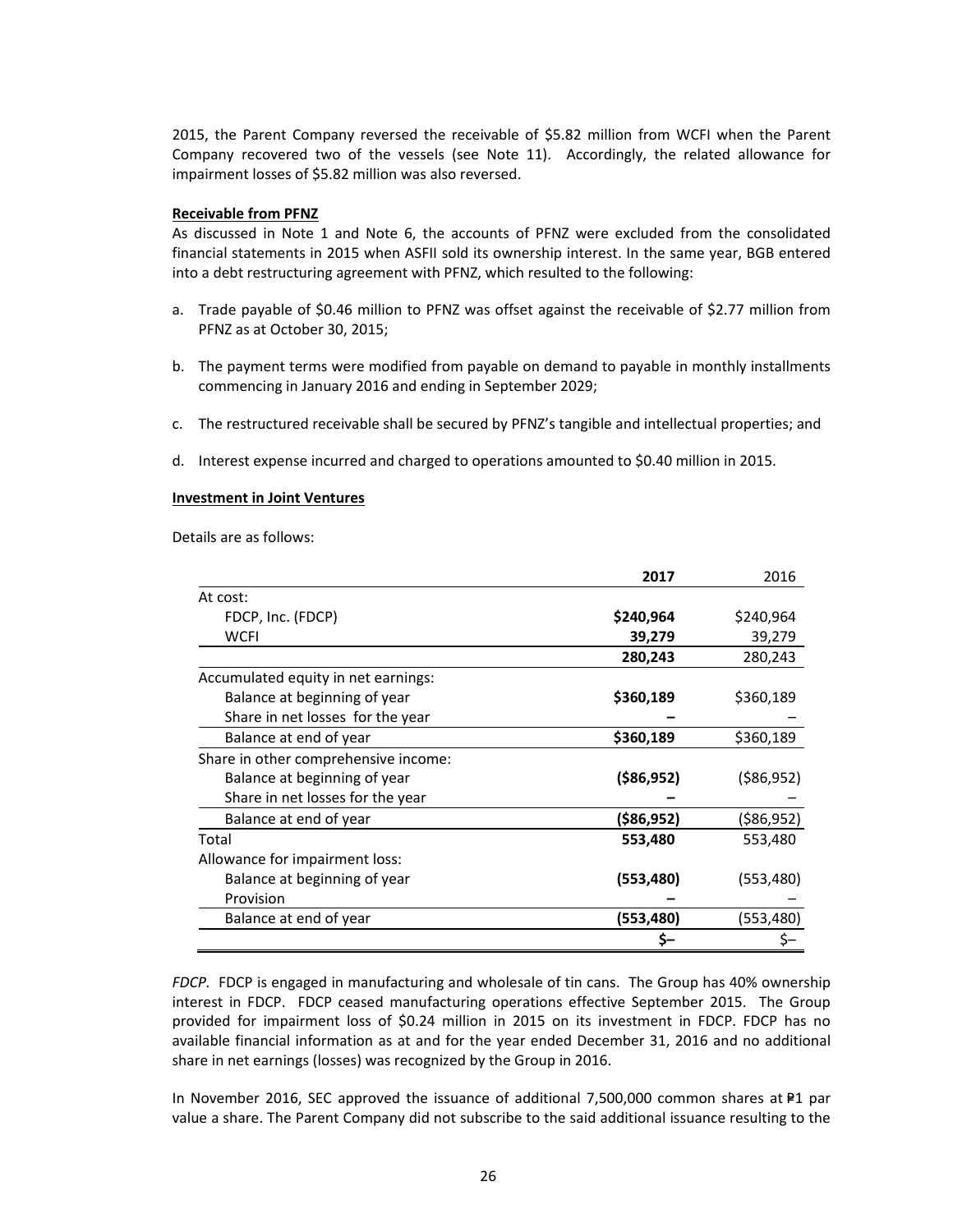2015, the Parent Company reversed the receivable of \$5.82 million from WCFI when the Parent Company recovered two of the vessels (see Note 11). Accordingly, the related allowance for impairment losses of \$5.82 million was also reversed.

**Receivable from PFNZ**

As discussed in Note 1 and Note 6, the accounts of PFNZ were excluded from the consolidated financial statements in 2015 when ASFII sold its ownership interest. In the same year, BGB entered into a debt restructuring agreement with PFNZ, which resulted to the following:

a. Trade payable of \$0.46 million to PFNZ was offset against the receivable of \$2.77 million from PFNZ as at October 30, 2015;

b. The payment terms were modified from payable on demand to payable in monthly installments commencing in January 2016 and ending in September 2029;

c. The restructured receivable shall be secured by PFNZ's tangible and intellectual properties; and

d. Interest expense incurred and charged to operations amounted to \$0.40 million in 2015.

**Investment in Joint Ventures**

Details are as follows:

| | **2017** | 2016 |
|---|---|---|
| At cost: | | |
| FDCP, Inc. (FDCP) | **\$240,964** | \$240,964 |
| WCFI | **39,279** | 39,279 |
| | **280,243** | 280,243 |
| Accumulated equity in net earnings: | | |
| Balance at beginning of year | **\$360,189** | \$360,189 |
| Share in net losses for the year | **–** | – |
| Balance at end of year | **\$360,189** | \$360,189 |
| Share in other comprehensive income: | | |
| Balance at beginning of year | **(\$86,952)** | (\$86,952) |
| Share in net losses for the year | **–** | – |
| Balance at end of year | **(\$86,952)** | (\$86,952) |
| Total | **553,480** | 553,480 |
| Allowance for impairment loss: | | |
| Balance at beginning of year | **(553,480)** | (553,480) |
| Provision | **–** | – |
| Balance at end of year | **(553,480)** | (553,480) |
| | **\$–** | \$– |

*FDCP.* FDCP is engaged in manufacturing and wholesale of tin cans. The Group has 40% ownership interest in FDCP. FDCP ceased manufacturing operations effective September 2015. The Group provided for impairment loss of \$0.24 million in 2015 on its investment in FDCP. FDCP has no available financial information as at and for the year ended December 31, 2016 and no additional share in net earnings (losses) was recognized by the Group in 2016.

In November 2016, SEC approved the issuance of additional 7,500,000 common shares at ₱1 par value a share. The Parent Company did not subscribe to the said additional issuance resulting to the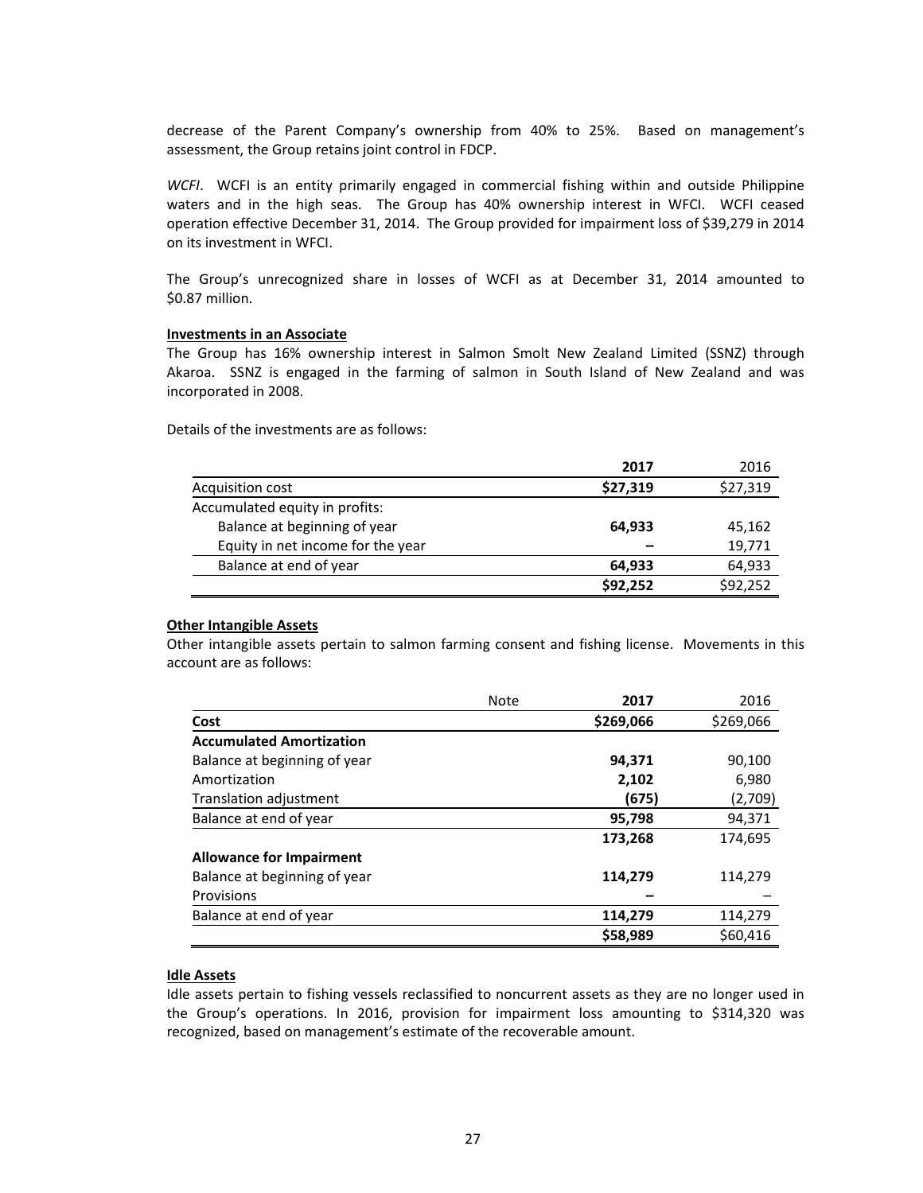decrease of the Parent Company's ownership from 40% to 25%. Based on management's assessment, the Group retains joint control in FDCP.

*WCFI*. WCFI is an entity primarily engaged in commercial fishing within and outside Philippine waters and in the high seas. The Group has 40% ownership interest in WFCI. WCFI ceased operation effective December 31, 2014. The Group provided for impairment loss of $39,279 in 2014 on its investment in WFCI.

The Group's unrecognized share in losses of WCFI as at December 31, 2014 amounted to $0.87 million.

**Investments in an Associate**

The Group has 16% ownership interest in Salmon Smolt New Zealand Limited (SSNZ) through Akaroa. SSNZ is engaged in the farming of salmon in South Island of New Zealand and was incorporated in 2008.

Details of the investments are as follows:

| | **2017** | 2016 |
|---|---|---|
| Acquisition cost | **$27,319** | $27,319 |
| Accumulated equity in profits: | | |
| Balance at beginning of year | **64,933** | 45,162 |
| Equity in net income for the year | **–** | 19,771 |
| Balance at end of year | **64,933** | 64,933 |
| | **$92,252** | $92,252 |

**Other Intangible Assets**

Other intangible assets pertain to salmon farming consent and fishing license. Movements in this account are as follows:

| | Note | **2017** | 2016 |
|---|---|---|---|
| **Cost** | | **$269,066** | $269,066 |
| **Accumulated Amortization** | | | |
| Balance at beginning of year | | **94,371** | 90,100 |
| Amortization | | **2,102** | 6,980 |
| Translation adjustment | | **(675)** | (2,709) |
| Balance at end of year | | **95,798** | 94,371 |
| | | **173,268** | 174,695 |
| **Allowance for Impairment** | | | |
| Balance at beginning of year | | **114,279** | 114,279 |
| Provisions | | **–** | – |
| Balance at end of year | | **114,279** | 114,279 |
| | | **$58,989** | $60,416 |

**Idle Assets**

Idle assets pertain to fishing vessels reclassified to noncurrent assets as they are no longer used in the Group's operations. In 2016, provision for impairment loss amounting to $314,320 was recognized, based on management's estimate of the recoverable amount.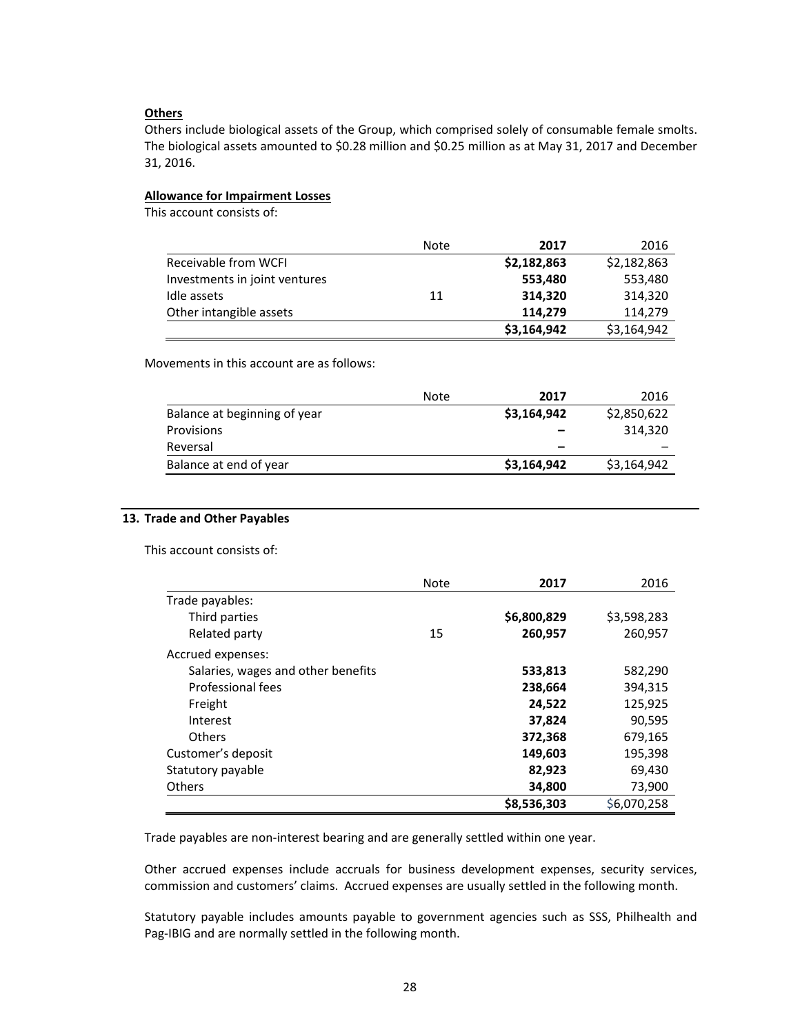**Others**

Others include biological assets of the Group, which comprised solely of consumable female smolts. The biological assets amounted to $0.28 million and $0.25 million as at May 31, 2017 and December 31, 2016.

**Allowance for Impairment Losses**

This account consists of:

| | Note | **2017** | 2016 |
|---|---|---|---|
| Receivable from WCFI | | **$2,182,863** | $2,182,863 |
| Investments in joint ventures | | **553,480** | 553,480 |
| Idle assets | 11 | **314,320** | 314,320 |
| Other intangible assets | | **114,279** | 114,279 |
| | | **$3,164,942** | $3,164,942 |

Movements in this account are as follows:

| | Note | **2017** | 2016 |
|---|---|---|---|
| Balance at beginning of year | | **$3,164,942** | $2,850,622 |
| Provisions | | **–** | 314,320 |
| Reversal | | **–** | – |
| Balance at end of year | | **$3,164,942** | $3,164,942 |

## 13. Trade and Other Payables

This account consists of:

| | Note | **2017** | 2016 |
|---|---|---|---|
| Trade payables: | | | |
| Third parties | | **$6,800,829** | $3,598,283 |
| Related party | 15 | **260,957** | 260,957 |
| Accrued expenses: | | | |
| Salaries, wages and other benefits | | **533,813** | 582,290 |
| Professional fees | | **238,664** | 394,315 |
| Freight | | **24,522** | 125,925 |
| Interest | | **37,824** | 90,595 |
| Others | | **372,368** | 679,165 |
| Customer's deposit | | **149,603** | 195,398 |
| Statutory payable | | **82,923** | 69,430 |
| Others | | **34,800** | 73,900 |
| | | **$8,536,303** | $6,070,258 |

Trade payables are non-interest bearing and are generally settled within one year.

Other accrued expenses include accruals for business development expenses, security services, commission and customers' claims. Accrued expenses are usually settled in the following month.

Statutory payable includes amounts payable to government agencies such as SSS, Philhealth and Pag-IBIG and are normally settled in the following month.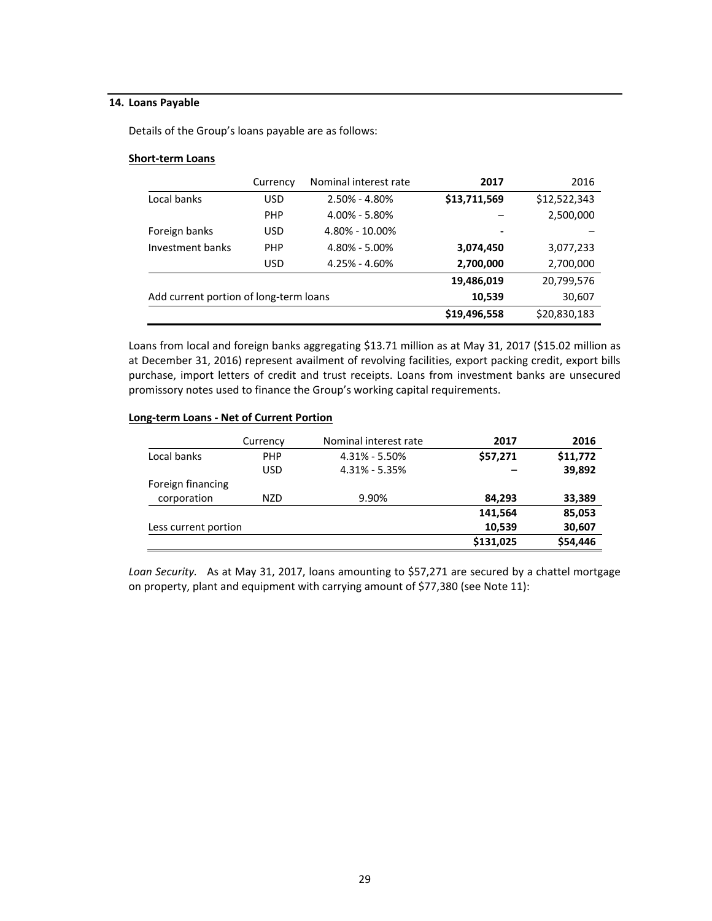## 14. Loans Payable

Details of the Group's loans payable are as follows:

**Short-term Loans**

| | Currency | Nominal interest rate | 2017 | 2016 |
|---|---|---|---|---|
| Local banks | USD | 2.50% - 4.80% | **$13,711,569** | $12,522,343 |
| | PHP | 4.00% - 5.80% | – | 2,500,000 |
| Foreign banks | USD | 4.80% - 10.00% | **-** | – |
| Investment banks | PHP | 4.80% - 5.00% | **3,074,450** | 3,077,233 |
| | USD | 4.25% - 4.60% | **2,700,000** | 2,700,000 |
| | | | **19,486,019** | 20,799,576 |
| Add current portion of long-term loans | | | **10,539** | 30,607 |
| | | | **$19,496,558** | $20,830,183 |

Loans from local and foreign banks aggregating $13.71 million as at May 31, 2017 ($15.02 million as at December 31, 2016) represent availment of revolving facilities, export packing credit, export bills purchase, import letters of credit and trust receipts. Loans from investment banks are unsecured promissory notes used to finance the Group's working capital requirements.

**Long-term Loans - Net of Current Portion**

| | Currency | Nominal interest rate | 2017 | 2016 |
|---|---|---|---|---|
| Local banks | PHP | 4.31% - 5.50% | **$57,271** | **$11,772** |
| | USD | 4.31% - 5.35% | **–** | **39,892** |
| Foreign financing corporation | NZD | 9.90% | **84,293** | **33,389** |
| | | | **141,564** | **85,053** |
| Less current portion | | | **10,539** | **30,607** |
| | | | **$131,025** | **$54,446** |

*Loan Security.* As at May 31, 2017, loans amounting to $57,271 are secured by a chattel mortgage on property, plant and equipment with carrying amount of $77,380 (see Note 11):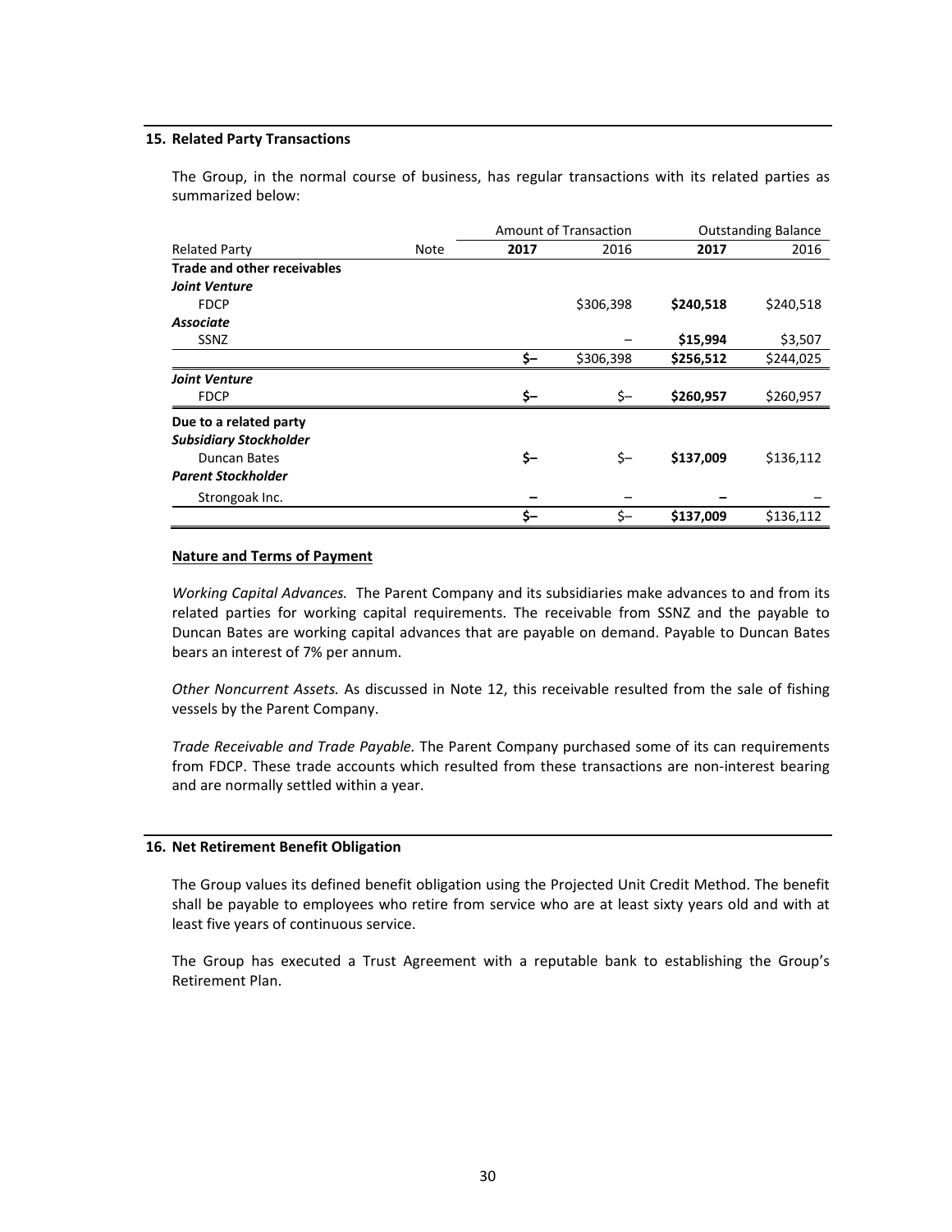## 15. Related Party Transactions

The Group, in the normal course of business, has regular transactions with its related parties as summarized below:

| | | Amount of Transaction | | Outstanding Balance | |
|---|---|---|---|---|---|
| Related Party | Note | **2017** | 2016 | **2017** | 2016 |
| **Trade and other receivables** | | | | | |
| ***Joint Venture*** | | | | | |
| FDCP | | | $306,398 | **$240,518** | $240,518 |
| ***Associate*** | | | | | |
| SSNZ | | | – | **$15,994** | $3,507 |
| | | **$–** | $306,398 | **$256,512** | $244,025 |
| ***Joint Venture*** | | | | | |
| FDCP | | **$–** | $– | **$260,957** | $260,957 |
| **Due to a related party** | | | | | |
| ***Subsidiary Stockholder*** | | | | | |
| Duncan Bates | | **$–** | $– | **$137,009** | $136,112 |
| ***Parent Stockholder*** | | | | | |
| Strongoak Inc. | | **–** | – | **–** | – |
| | | **$–** | $– | **$137,009** | $136,112 |

**Nature and Terms of Payment**

*Working Capital Advances.* The Parent Company and its subsidiaries make advances to and from its related parties for working capital requirements. The receivable from SSNZ and the payable to Duncan Bates are working capital advances that are payable on demand. Payable to Duncan Bates bears an interest of 7% per annum.

*Other Noncurrent Assets.* As discussed in Note 12, this receivable resulted from the sale of fishing vessels by the Parent Company.

*Trade Receivable and Trade Payable.* The Parent Company purchased some of its can requirements from FDCP. These trade accounts which resulted from these transactions are non-interest bearing and are normally settled within a year.

## 16. Net Retirement Benefit Obligation

The Group values its defined benefit obligation using the Projected Unit Credit Method. The benefit shall be payable to employees who retire from service who are at least sixty years old and with at least five years of continuous service.

The Group has executed a Trust Agreement with a reputable bank to establishing the Group's Retirement Plan.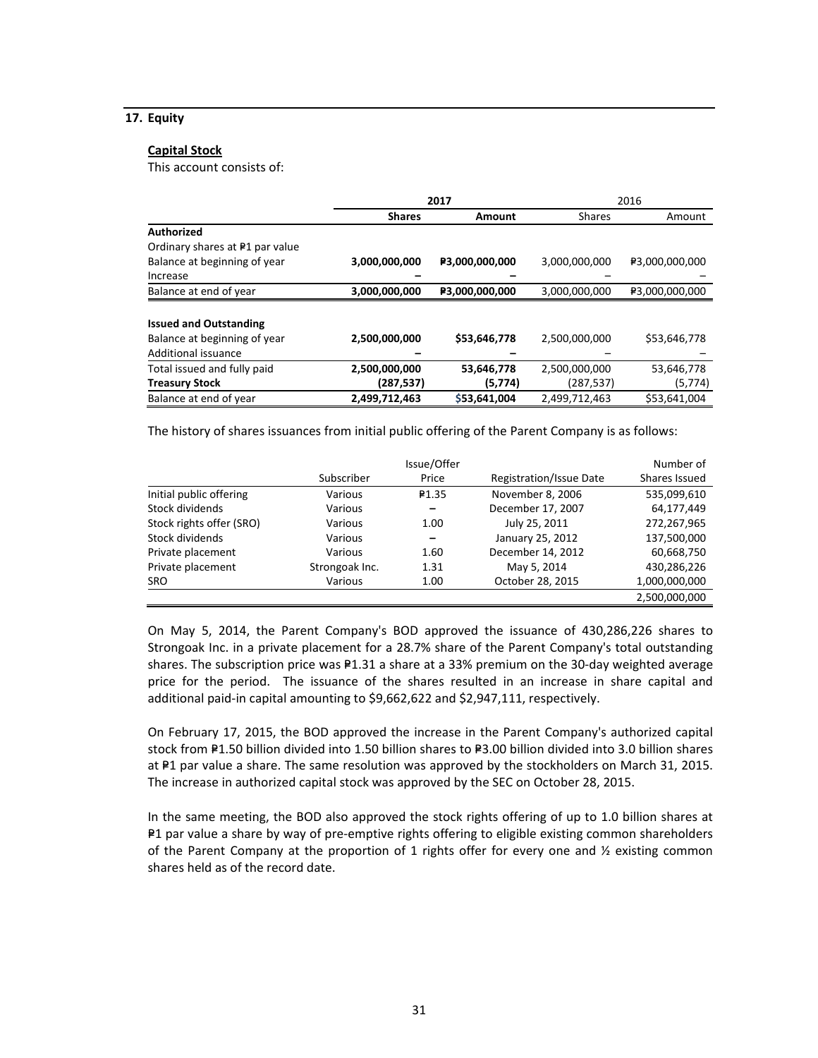## 17. Equity

### Capital Stock

This account consists of:

| | 2017 | | 2016 | |
|---|---|---|---|---|
| | **Shares** | **Amount** | Shares | Amount |
| **Authorized** | | | | |
| Ordinary shares at ₱1 par value | | | | |
| Balance at beginning of year | **3,000,000,000** | **₱3,000,000,000** | 3,000,000,000 | ₱3,000,000,000 |
| Increase | **–** | **–** | – | – |
| Balance at end of year | **3,000,000,000** | **₱3,000,000,000** | 3,000,000,000 | ₱3,000,000,000 |
| | | | | |
| **Issued and Outstanding** | | | | |
| Balance at beginning of year | **2,500,000,000** | **$53,646,778** | 2,500,000,000 | $53,646,778 |
| Additional issuance | **–** | **–** | – | – |
| Total issued and fully paid | **2,500,000,000** | **53,646,778** | 2,500,000,000 | 53,646,778 |
| **Treasury Stock** | **(287,537)** | **(5,774)** | (287,537) | (5,774) |
| Balance at end of year | **2,499,712,463** | **$53,641,004** | 2,499,712,463 | $53,641,004 |

The history of shares issuances from initial public offering of the Parent Company is as follows:

| | Subscriber | Issue/Offer Price | Registration/Issue Date | Number of Shares Issued |
|---|---|---|---|---|
| Initial public offering | Various | ₱1.35 | November 8, 2006 | 535,099,610 |
| Stock dividends | Various | – | December 17, 2007 | 64,177,449 |
| Stock rights offer (SRO) | Various | 1.00 | July 25, 2011 | 272,267,965 |
| Stock dividends | Various | – | January 25, 2012 | 137,500,000 |
| Private placement | Various | 1.60 | December 14, 2012 | 60,668,750 |
| Private placement | Strongoak Inc. | 1.31 | May 5, 2014 | 430,286,226 |
| SRO | Various | 1.00 | October 28, 2015 | 1,000,000,000 |
| | | | | 2,500,000,000 |

On May 5, 2014, the Parent Company's BOD approved the issuance of 430,286,226 shares to Strongoak Inc. in a private placement for a 28.7% share of the Parent Company's total outstanding shares. The subscription price was ₱1.31 a share at a 33% premium on the 30-day weighted average price for the period. The issuance of the shares resulted in an increase in share capital and additional paid-in capital amounting to $9,662,622 and $2,947,111, respectively.

On February 17, 2015, the BOD approved the increase in the Parent Company's authorized capital stock from ₱1.50 billion divided into 1.50 billion shares to ₱3.00 billion divided into 3.0 billion shares at ₱1 par value a share. The same resolution was approved by the stockholders on March 31, 2015. The increase in authorized capital stock was approved by the SEC on October 28, 2015.

In the same meeting, the BOD also approved the stock rights offering of up to 1.0 billion shares at ₱1 par value a share by way of pre-emptive rights offering to eligible existing common shareholders of the Parent Company at the proportion of 1 rights offer for every one and ½ existing common shares held as of the record date.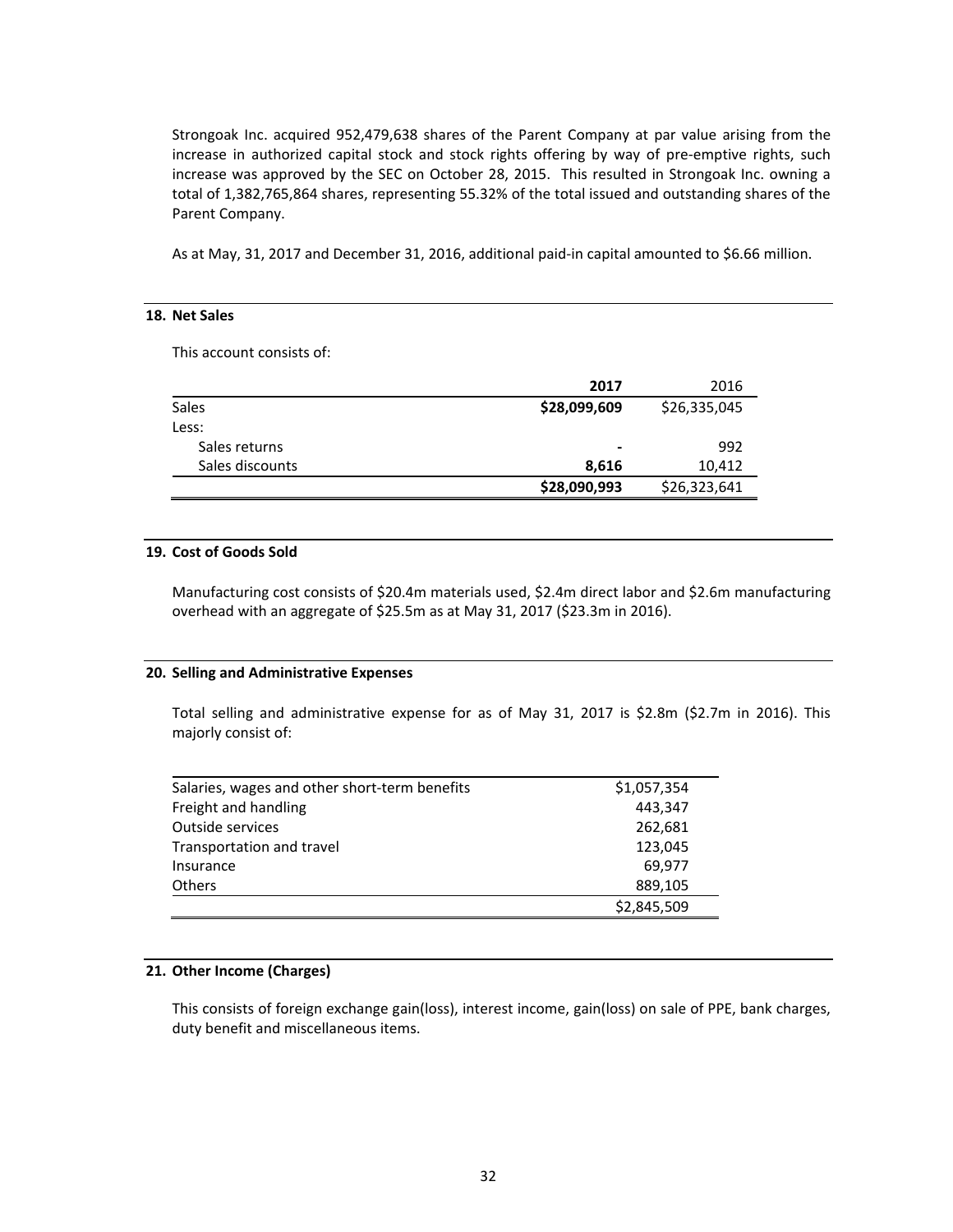Strongoak Inc. acquired 952,479,638 shares of the Parent Company at par value arising from the increase in authorized capital stock and stock rights offering by way of pre-emptive rights, such increase was approved by the SEC on October 28, 2015. This resulted in Strongoak Inc. owning a total of 1,382,765,864 shares, representing 55.32% of the total issued and outstanding shares of the Parent Company.

As at May, 31, 2017 and December 31, 2016, additional paid-in capital amounted to $6.66 million.

## 18. Net Sales

This account consists of:

| | **2017** | 2016 |
|---|---|---|
| Sales | **$28,099,609** | $26,335,045 |
| Less: | | |
| Sales returns | **-** | 992 |
| Sales discounts | **8,616** | 10,412 |
| | **$28,090,993** | $26,323,641 |

## 19. Cost of Goods Sold

Manufacturing cost consists of $20.4m materials used, $2.4m direct labor and $2.6m manufacturing overhead with an aggregate of $25.5m as at May 31, 2017 ($23.3m in 2016).

## 20. Selling and Administrative Expenses

Total selling and administrative expense for as of May 31, 2017 is $2.8m ($2.7m in 2016). This majorly consist of:

| | |
|---|---|
| Salaries, wages and other short-term benefits | $1,057,354 |
| Freight and handling | 443,347 |
| Outside services | 262,681 |
| Transportation and travel | 123,045 |
| Insurance | 69,977 |
| Others | 889,105 |
| | $2,845,509 |

## 21. Other Income (Charges)

This consists of foreign exchange gain(loss), interest income, gain(loss) on sale of PPE, bank charges, duty benefit and miscellaneous items.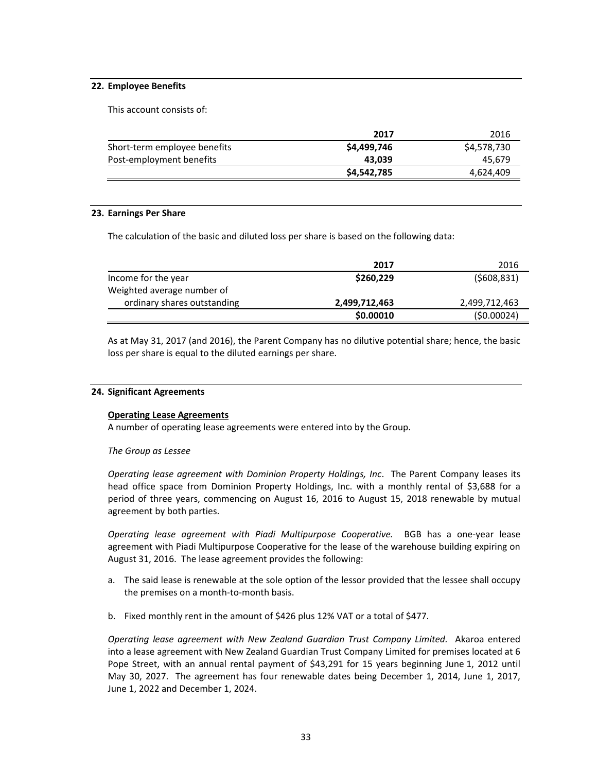## 22. Employee Benefits

This account consists of:

| | **2017** | 2016 |
|---|---|---|
| Short-term employee benefits | **$4,499,746** | $4,578,730 |
| Post-employment benefits | **43,039** | 45,679 |
| | **$4,542,785** | 4,624,409 |

## 23. Earnings Per Share

The calculation of the basic and diluted loss per share is based on the following data:

| | **2017** | 2016 |
|---|---|---|
| Income for the year | **$260,229** | ($608,831) |
| Weighted average number of ordinary shares outstanding | **2,499,712,463** | 2,499,712,463 |
| | **$0.00010** | ($0.00024) |

As at May 31, 2017 (and 2016), the Parent Company has no dilutive potential share; hence, the basic loss per share is equal to the diluted earnings per share.

## 24. Significant Agreements

**Operating Lease Agreements**

A number of operating lease agreements were entered into by the Group.

*The Group as Lessee*

*Operating lease agreement with Dominion Property Holdings, Inc*. The Parent Company leases its head office space from Dominion Property Holdings, Inc. with a monthly rental of $3,688 for a period of three years, commencing on August 16, 2016 to August 15, 2018 renewable by mutual agreement by both parties.

*Operating lease agreement with Piadi Multipurpose Cooperative.* BGB has a one-year lease agreement with Piadi Multipurpose Cooperative for the lease of the warehouse building expiring on August 31, 2016. The lease agreement provides the following:

a. The said lease is renewable at the sole option of the lessor provided that the lessee shall occupy the premises on a month-to-month basis.

b. Fixed monthly rent in the amount of $426 plus 12% VAT or a total of $477.

*Operating lease agreement with New Zealand Guardian Trust Company Limited.* Akaroa entered into a lease agreement with New Zealand Guardian Trust Company Limited for premises located at 6 Pope Street, with an annual rental payment of $43,291 for 15 years beginning June 1, 2012 until May 30, 2027. The agreement has four renewable dates being December 1, 2014, June 1, 2017, June 1, 2022 and December 1, 2024.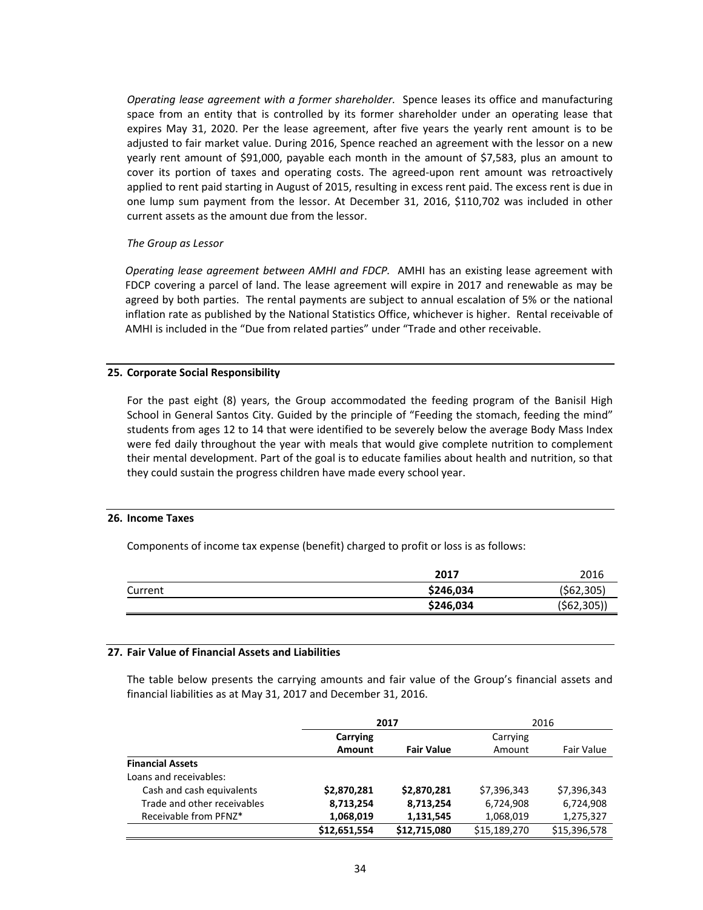*Operating lease agreement with a former shareholder.* Spence leases its office and manufacturing space from an entity that is controlled by its former shareholder under an operating lease that expires May 31, 2020. Per the lease agreement, after five years the yearly rent amount is to be adjusted to fair market value. During 2016, Spence reached an agreement with the lessor on a new yearly rent amount of $91,000, payable each month in the amount of $7,583, plus an amount to cover its portion of taxes and operating costs. The agreed-upon rent amount was retroactively applied to rent paid starting in August of 2015, resulting in excess rent paid. The excess rent is due in one lump sum payment from the lessor. At December 31, 2016, $110,702 was included in other current assets as the amount due from the lessor.

*The Group as Lessor*

*Operating lease agreement between AMHI and FDCP.* AMHI has an existing lease agreement with FDCP covering a parcel of land. The lease agreement will expire in 2017 and renewable as may be agreed by both parties. The rental payments are subject to annual escalation of 5% or the national inflation rate as published by the National Statistics Office, whichever is higher. Rental receivable of AMHI is included in the "Due from related parties" under "Trade and other receivable.

## 25. Corporate Social Responsibility

For the past eight (8) years, the Group accommodated the feeding program of the Banisil High School in General Santos City. Guided by the principle of "Feeding the stomach, feeding the mind" students from ages 12 to 14 that were identified to be severely below the average Body Mass Index were fed daily throughout the year with meals that would give complete nutrition to complement their mental development. Part of the goal is to educate families about health and nutrition, so that they could sustain the progress children have made every school year.

## 26. Income Taxes

Components of income tax expense (benefit) charged to profit or loss is as follows:

| | **2017** | 2016 |
|---|---|---|
| Current | **$246,034** | ($62,305) |
| | **$246,034** | ($62,305)) |

## 27. Fair Value of Financial Assets and Liabilities

The table below presents the carrying amounts and fair value of the Group's financial assets and financial liabilities as at May 31, 2017 and December 31, 2016.

| | **2017** | | 2016 | |
|---|---|---|---|---|
| | **Carrying Amount** | **Fair Value** | Carrying Amount | Fair Value |
| **Financial Assets** | | | | |
| Loans and receivables: | | | | |
| Cash and cash equivalents | **$2,870,281** | **$2,870,281** | $7,396,343 | $7,396,343 |
| Trade and other receivables | **8,713,254** | **8,713,254** | 6,724,908 | 6,724,908 |
| Receivable from PFNZ* | **1,068,019** | **1,131,545** | 1,068,019 | 1,275,327 |
| | **$12,651,554** | **$12,715,080** | $15,189,270 | $15,396,578 |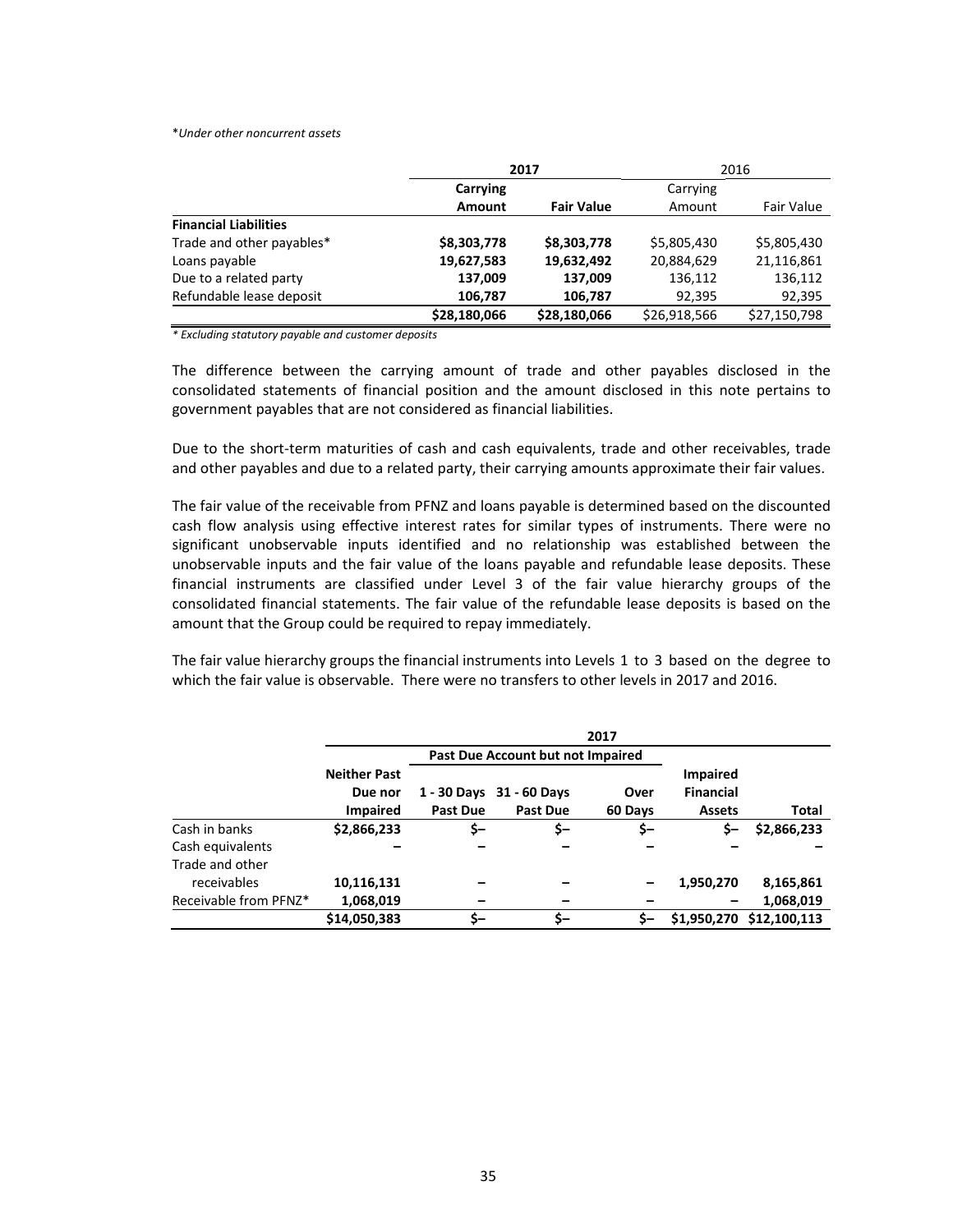**Under other noncurrent assets*

| | 2017 | | 2016 | |
|---|---|---|---|---|
| | **Carrying Amount** | **Fair Value** | Carrying Amount | Fair Value |
| **Financial Liabilities** | | | | |
| Trade and other payables* | **$8,303,778** | **$8,303,778** | $5,805,430 | $5,805,430 |
| Loans payable | **19,627,583** | **19,632,492** | 20,884,629 | 21,116,861 |
| Due to a related party | **137,009** | **137,009** | 136,112 | 136,112 |
| Refundable lease deposit | **106,787** | **106,787** | 92,395 | 92,395 |
| | **$28,180,066** | **$28,180,066** | $26,918,566 | $27,150,798 |

** Excluding statutory payable and customer deposits*

The difference between the carrying amount of trade and other payables disclosed in the consolidated statements of financial position and the amount disclosed in this note pertains to government payables that are not considered as financial liabilities.

Due to the short-term maturities of cash and cash equivalents, trade and other receivables, trade and other payables and due to a related party, their carrying amounts approximate their fair values.

The fair value of the receivable from PFNZ and loans payable is determined based on the discounted cash flow analysis using effective interest rates for similar types of instruments. There were no significant unobservable inputs identified and no relationship was established between the unobservable inputs and the fair value of the loans payable and refundable lease deposits. These financial instruments are classified under Level 3 of the fair value hierarchy groups of the consolidated financial statements. The fair value of the refundable lease deposits is based on the amount that the Group could be required to repay immediately.

The fair value hierarchy groups the financial instruments into Levels 1 to 3 based on the degree to which the fair value is observable. There were no transfers to other levels in 2017 and 2016.

| | **2017** | | | | | |
|---|---|---|---|---|---|---|
| | | **Past Due Account but not Impaired** | | | | |
| | **Neither Past Due nor Impaired** | **1 - 30 Days Past Due** | **31 - 60 Days Past Due** | **Over 60 Days** | **Impaired Financial Assets** | **Total** |
| Cash in banks | **$2,866,233** | **$–** | **$–** | **$–** | **$–** | **$2,866,233** |
| Cash equivalents | **–** | **–** | **–** | **–** | **–** | **–** |
| Trade and other receivables | **10,116,131** | **–** | **–** | **–** | **1,950,270** | **8,165,861** |
| Receivable from PFNZ* | **1,068,019** | **–** | **–** | **–** | **–** | **1,068,019** |
| | **$14,050,383** | **$–** | **$–** | **$–** | **$1,950,270** | **$12,100,113** |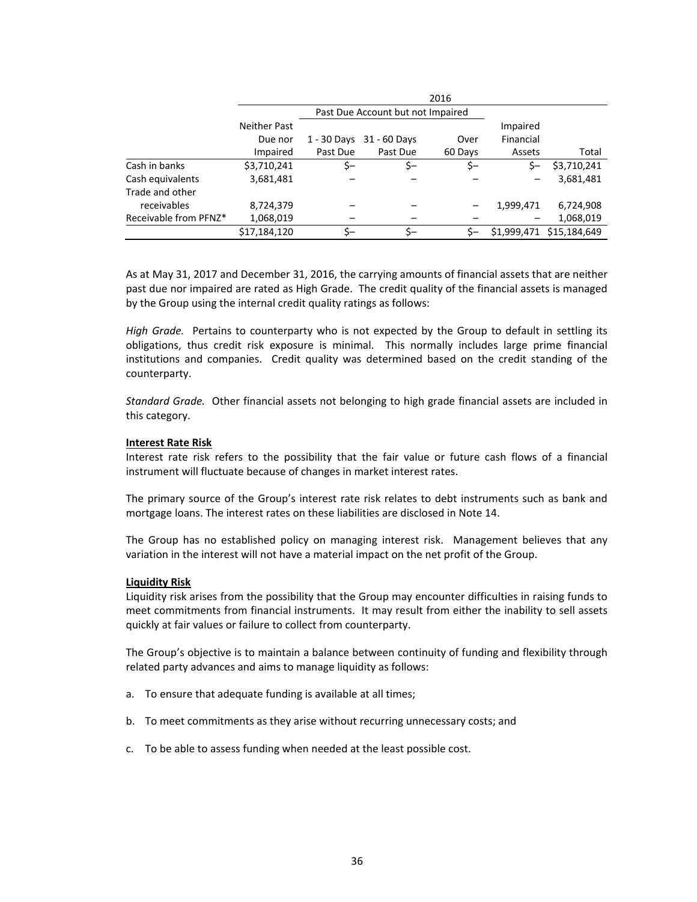| | 2016 | | | | | |
|---|---|---|---|---|---|---|
| | | Past Due Account but not Impaired | | | | |
| | Neither Past Due nor Impaired | 1 - 30 Days Past Due | 31 - 60 Days Past Due | Over 60 Days | Impaired Financial Assets | Total |
| Cash in banks | $3,710,241 | $– | $– | $– | $– | $3,710,241 |
| Cash equivalents | 3,681,481 | – | – | – | – | 3,681,481 |
| Trade and other receivables | 8,724,379 | – | – | – | 1,999,471 | 6,724,908 |
| Receivable from PFNZ* | 1,068,019 | – | – | – | – | 1,068,019 |
| | $17,184,120 | $– | $– | $– | $1,999,471 | $15,184,649 |

As at May 31, 2017 and December 31, 2016, the carrying amounts of financial assets that are neither past due nor impaired are rated as High Grade. The credit quality of the financial assets is managed by the Group using the internal credit quality ratings as follows:

*High Grade.* Pertains to counterparty who is not expected by the Group to default in settling its obligations, thus credit risk exposure is minimal. This normally includes large prime financial institutions and companies. Credit quality was determined based on the credit standing of the counterparty.

*Standard Grade.* Other financial assets not belonging to high grade financial assets are included in this category.

**Interest Rate Risk**

Interest rate risk refers to the possibility that the fair value or future cash flows of a financial instrument will fluctuate because of changes in market interest rates.

The primary source of the Group's interest rate risk relates to debt instruments such as bank and mortgage loans. The interest rates on these liabilities are disclosed in Note 14.

The Group has no established policy on managing interest risk. Management believes that any variation in the interest will not have a material impact on the net profit of the Group.

**Liquidity Risk**

Liquidity risk arises from the possibility that the Group may encounter difficulties in raising funds to meet commitments from financial instruments. It may result from either the inability to sell assets quickly at fair values or failure to collect from counterparty.

The Group's objective is to maintain a balance between continuity of funding and flexibility through related party advances and aims to manage liquidity as follows:

a. To ensure that adequate funding is available at all times;

b. To meet commitments as they arise without recurring unnecessary costs; and

c. To be able to assess funding when needed at the least possible cost.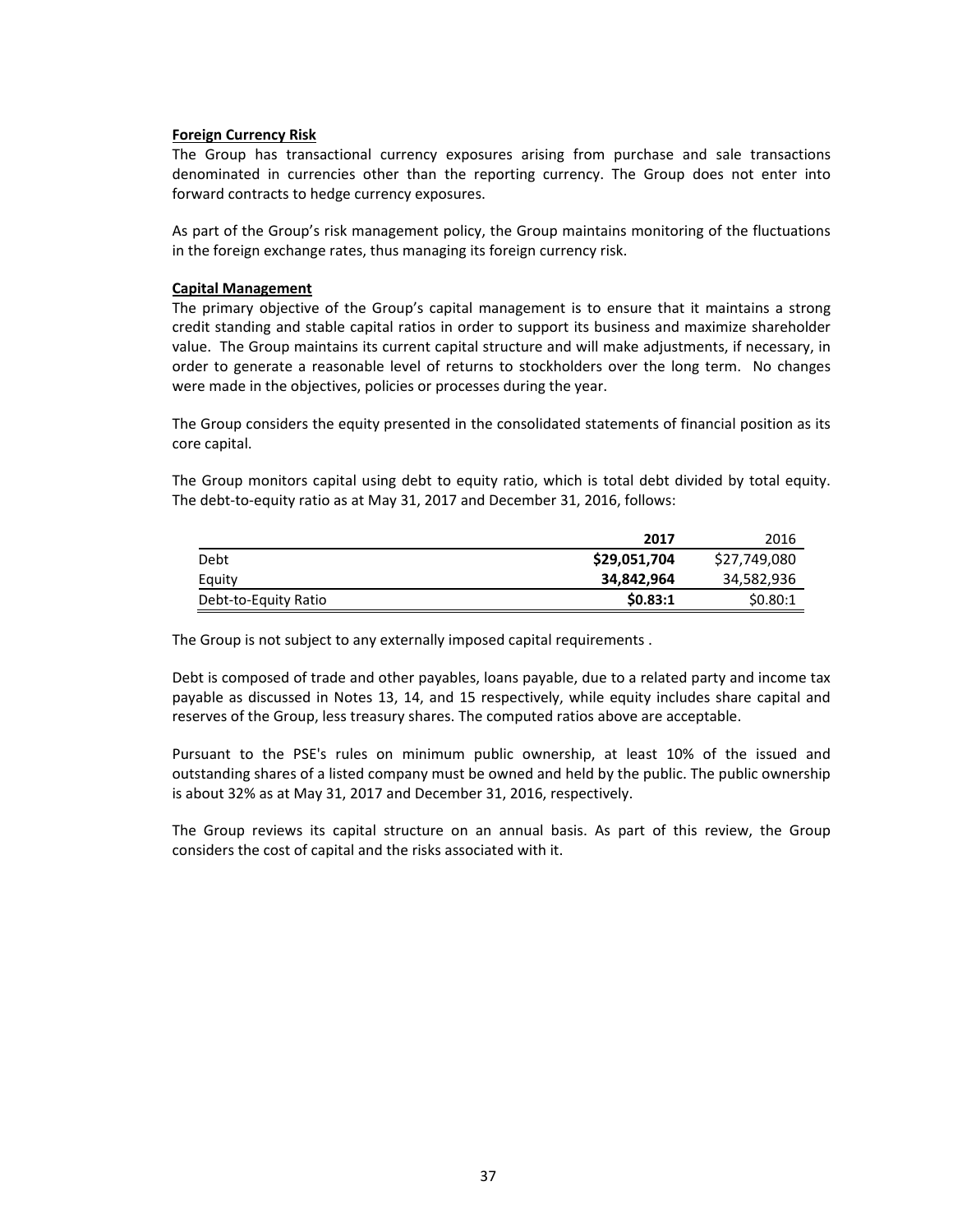**Foreign Currency Risk**

The Group has transactional currency exposures arising from purchase and sale transactions denominated in currencies other than the reporting currency. The Group does not enter into forward contracts to hedge currency exposures.

As part of the Group's risk management policy, the Group maintains monitoring of the fluctuations in the foreign exchange rates, thus managing its foreign currency risk.

**Capital Management**

The primary objective of the Group's capital management is to ensure that it maintains a strong credit standing and stable capital ratios in order to support its business and maximize shareholder value. The Group maintains its current capital structure and will make adjustments, if necessary, in order to generate a reasonable level of returns to stockholders over the long term. No changes were made in the objectives, policies or processes during the year.

The Group considers the equity presented in the consolidated statements of financial position as its core capital.

The Group monitors capital using debt to equity ratio, which is total debt divided by total equity. The debt-to-equity ratio as at May 31, 2017 and December 31, 2016, follows:

| | **2017** | 2016 |
|---|---|---|
| Debt | **$29,051,704** | $27,749,080 |
| Equity | **34,842,964** | 34,582,936 |
| Debt-to-Equity Ratio | **$0.83:1** | $0.80:1 |

The Group is not subject to any externally imposed capital requirements .

Debt is composed of trade and other payables, loans payable, due to a related party and income tax payable as discussed in Notes 13, 14, and 15 respectively, while equity includes share capital and reserves of the Group, less treasury shares. The computed ratios above are acceptable.

Pursuant to the PSE's rules on minimum public ownership, at least 10% of the issued and outstanding shares of a listed company must be owned and held by the public. The public ownership is about 32% as at May 31, 2017 and December 31, 2016, respectively.

The Group reviews its capital structure on an annual basis. As part of this review, the Group considers the cost of capital and the risks associated with it.